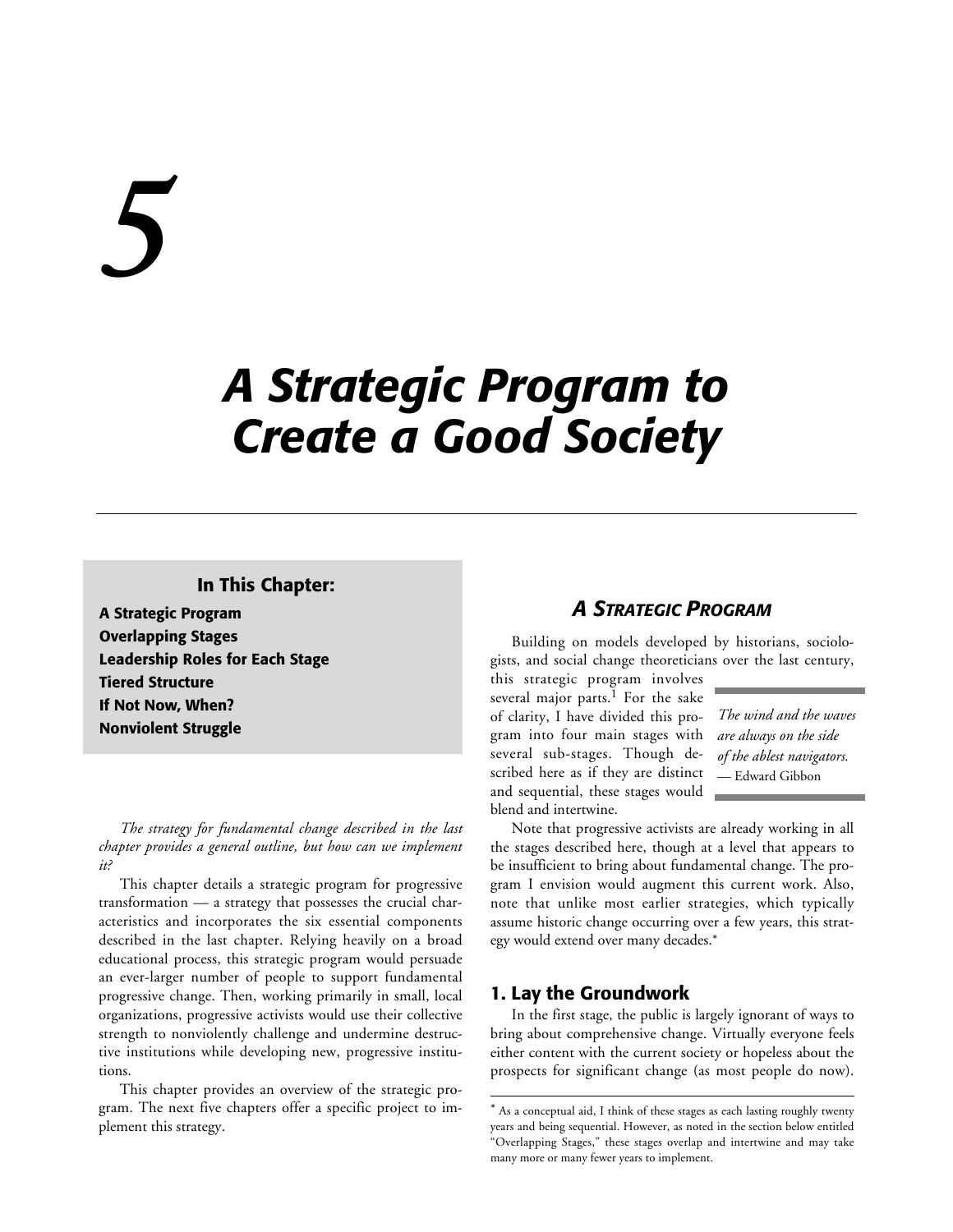# 5

# A Strategic Program to Create a Good Society

**In This Chapter:**

**A Strategic Program**
**Overlapping Stages**
**Leadership Roles for Each Stage**
**Tiered Structure**
**If Not Now, When?**
**Nonviolent Struggle**

*The strategy for fundamental change described in the last chapter provides a general outline, but how can we implement it?*

This chapter details a strategic program for progressive transformation — a strategy that possesses the crucial characteristics and incorporates the six essential components described in the last chapter. Relying heavily on a broad educational process, this strategic program would persuade an ever-larger number of people to support fundamental progressive change. Then, working primarily in small, local organizations, progressive activists would use their collective strength to nonviolently challenge and undermine destructive institutions while developing new, progressive institutions.

This chapter provides an overview of the strategic program. The next five chapters offer a specific project to implement this strategy.

## A Strategic Program

Building on models developed by historians, sociologists, and social change theoreticians over the last century, this strategic program involves several major parts.[1] For the sake of clarity, I have divided this program into four main stages with several sub-stages. Though described here as if they are distinct and sequential, these stages would blend and intertwine.

> *The wind and the waves are always on the side of the ablest navigators.*
> — Edward Gibbon

Note that progressive activists are already working in all the stages described here, though at a level that appears to be insufficient to bring about fundamental change. The program I envision would augment this current work. Also, note that unlike most earlier strategies, which typically assume historic change occurring over a few years, this strategy would extend over many decades.*

### 1. Lay the Groundwork

In the first stage, the public is largely ignorant of ways to bring about comprehensive change. Virtually everyone feels either content with the current society or hopeless about the prospects for significant change (as most people do now).

* As a conceptual aid, I think of these stages as each lasting roughly twenty years and being sequential. However, as noted in the section below entitled "Overlapping Stages," these stages overlap and intertwine and may take many more or many fewer years to implement.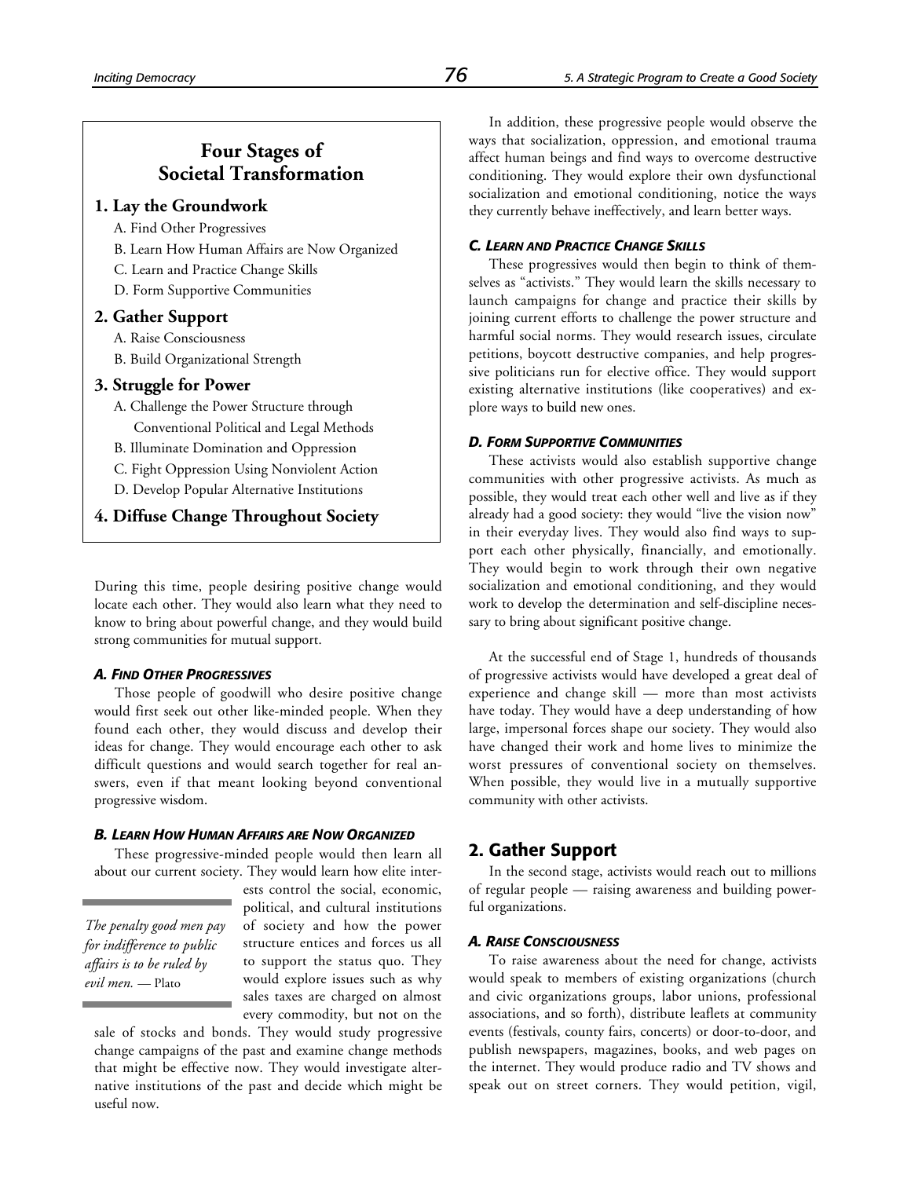## Four Stages of Societal Transformation

**1. Lay the Groundwork**

- A. Find Other Progressives
- B. Learn How Human Affairs are Now Organized
- C. Learn and Practice Change Skills
- D. Form Supportive Communities

**2. Gather Support**

- A. Raise Consciousness
- B. Build Organizational Strength

**3. Struggle for Power**

- A. Challenge the Power Structure through Conventional Political and Legal Methods
- B. Illuminate Domination and Oppression
- C. Fight Oppression Using Nonviolent Action
- D. Develop Popular Alternative Institutions

**4. Diffuse Change Throughout Society**

During this time, people desiring positive change would locate each other. They would also learn what they need to know to bring about powerful change, and they would build strong communities for mutual support.

#### *A. Find Other Progressives*

Those people of goodwill who desire positive change would first seek out other like-minded people. When they found each other, they would discuss and develop their ideas for change. They would encourage each other to ask difficult questions and would search together for real answers, even if that meant looking beyond conventional progressive wisdom.

#### *B. Learn How Human Affairs are Now Organized*

These progressive-minded people would then learn all about our current society. They would learn how elite interests control the social, economic, political, and cultural institutions of society and how the power structure entices and forces us all to support the status quo. They would explore issues such as why sales taxes are charged on almost every commodity, but not on the sale of stocks and bonds. They would study progressive change campaigns of the past and examine change methods that might be effective now. They would investigate alternative institutions of the past and decide which might be useful now.

> *The penalty good men pay for indifference to public affairs is to be ruled by evil men.* — Plato

In addition, these progressive people would observe the ways that socialization, oppression, and emotional trauma affect human beings and find ways to overcome destructive conditioning. They would explore their own dysfunctional socialization and emotional conditioning, notice the ways they currently behave ineffectively, and learn better ways.

#### *C. Learn and Practice Change Skills*

These progressives would then begin to think of themselves as "activists." They would learn the skills necessary to launch campaigns for change and practice their skills by joining current efforts to challenge the power structure and harmful social norms. They would research issues, circulate petitions, boycott destructive companies, and help progressive politicians run for elective office. They would support existing alternative institutions (like cooperatives) and explore ways to build new ones.

#### *D. Form Supportive Communities*

These activists would also establish supportive change communities with other progressive activists. As much as possible, they would treat each other well and live as if they already had a good society: they would "live the vision now" in their everyday lives. They would also find ways to support each other physically, financially, and emotionally. They would begin to work through their own negative socialization and emotional conditioning, and they would work to develop the determination and self-discipline necessary to bring about significant positive change.

At the successful end of Stage 1, hundreds of thousands of progressive activists would have developed a great deal of experience and change skill — more than most activists have today. They would have a deep understanding of how large, impersonal forces shape our society. They would also have changed their work and home lives to minimize the worst pressures of conventional society on themselves. When possible, they would live in a mutually supportive community with other activists.

## 2. Gather Support

In the second stage, activists would reach out to millions of regular people — raising awareness and building powerful organizations.

#### *A. Raise Consciousness*

To raise awareness about the need for change, activists would speak to members of existing organizations (church and civic organizations groups, labor unions, professional associations, and so forth), distribute leaflets at community events (festivals, county fairs, concerts) or door-to-door, and publish newspapers, magazines, books, and web pages on the internet. They would produce radio and TV shows and speak out on street corners. They would petition, vigil,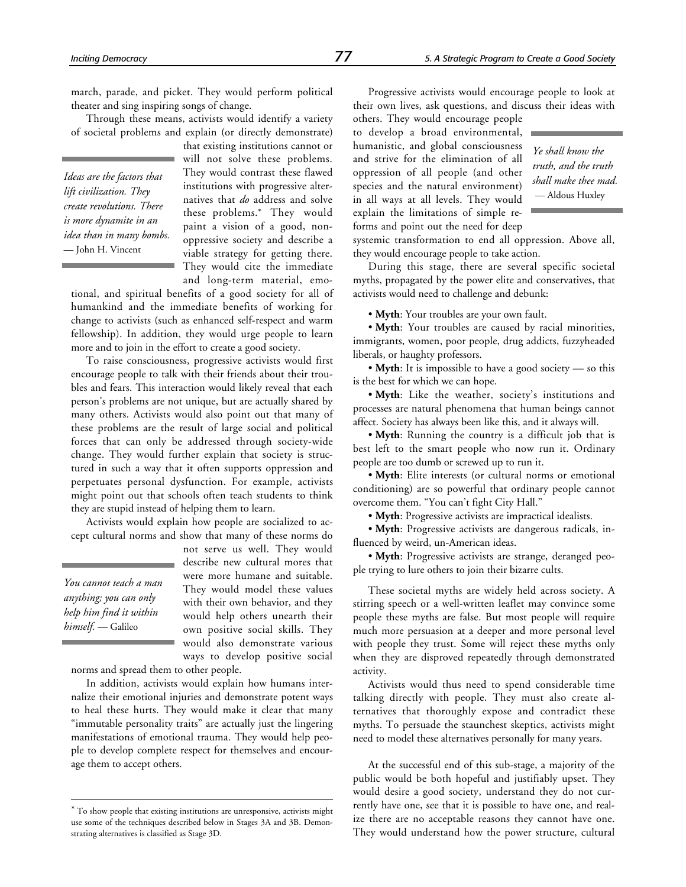march, parade, and picket. They would perform political theater and sing inspiring songs of change.

Through these means, activists would identify a variety of societal problems and explain (or directly demonstrate) that existing institutions cannot or will not solve these problems. They would contrast these flawed institutions with progressive alternatives that *do* address and solve these problems.* They would paint a vision of a good, nonoppressive society and describe a viable strategy for getting there. They would cite the immediate and long-term material, emotional, and spiritual benefits of a good society for all of humankind and the immediate benefits of working for change to activists (such as enhanced self-respect and warm fellowship). In addition, they would urge people to learn more and to join in the effort to create a good society.

> *Ideas are the factors that lift civilization. They create revolutions. There is more dynamite in an idea than in many bombs.* — John H. Vincent

To raise consciousness, progressive activists would first encourage people to talk with their friends about their troubles and fears. This interaction would likely reveal that each person's problems are not unique, but are actually shared by many others. Activists would also point out that many of these problems are the result of large social and political forces that can only be addressed through society-wide change. They would further explain that society is structured in such a way that it often supports oppression and perpetuates personal dysfunction. For example, activists might point out that schools often teach students to think they are stupid instead of helping them to learn.

Activists would explain how people are socialized to accept cultural norms and show that many of these norms do not serve us well. They would describe new cultural mores that were more humane and suitable. They would model these values with their own behavior, and they would help others unearth their own positive social skills. They would also demonstrate various ways to develop positive social norms and spread them to other people.

> *You cannot teach a man anything; you can only help him find it within himself.* — Galileo

In addition, activists would explain how humans internalize their emotional injuries and demonstrate potent ways to heal these hurts. They would make it clear that many "immutable personality traits" are actually just the lingering manifestations of emotional trauma. They would help people to develop complete respect for themselves and encourage them to accept others.

Progressive activists would encourage people to look at their own lives, ask questions, and discuss their ideas with others. They would encourage people to develop a broad environmental, humanistic, and global consciousness and strive for the elimination of all oppression of all people (and other species and the natural environment) in all ways at all levels. They would explain the limitations of simple reforms and point out the need for deep systemic transformation to end all oppression. Above all, they would encourage people to take action.

> *Ye shall know the truth, and the truth shall make thee mad.* — Aldous Huxley

During this stage, there are several specific societal myths, propagated by the power elite and conservatives, that activists would need to challenge and debunk:

- **Myth**: Your troubles are your own fault.
- **Myth**: Your troubles are caused by racial minorities, immigrants, women, poor people, drug addicts, fuzzyheaded liberals, or haughty professors.
- **Myth**: It is impossible to have a good society — so this is the best for which we can hope.
- **Myth**: Like the weather, society's institutions and processes are natural phenomena that human beings cannot affect. Society has always been like this, and it always will.
- **Myth**: Running the country is a difficult job that is best left to the smart people who now run it. Ordinary people are too dumb or screwed up to run it.
- **Myth**: Elite interests (or cultural norms or emotional conditioning) are so powerful that ordinary people cannot overcome them. "You can't fight City Hall."
- **Myth**: Progressive activists are impractical idealists.
- **Myth**: Progressive activists are dangerous radicals, influenced by weird, un-American ideas.
- **Myth**: Progressive activists are strange, deranged people trying to lure others to join their bizarre cults.

These societal myths are widely held across society. A stirring speech or a well-written leaflet may convince some people these myths are false. But most people will require much more persuasion at a deeper and more personal level with people they trust. Some will reject these myths only when they are disproved repeatedly through demonstrated activity.

Activists would thus need to spend considerable time talking directly with people. They must also create alternatives that thoroughly expose and contradict these myths. To persuade the staunchest skeptics, activists might need to model these alternatives personally for many years.

At the successful end of this sub-stage, a majority of the public would be both hopeful and justifiably upset. They would desire a good society, understand they do not currently have one, see that it is possible to have one, and realize there are no acceptable reasons they cannot have one. They would understand how the power structure, cultural

---

\* To show people that existing institutions are unresponsive, activists might use some of the techniques described below in Stages 3A and 3B. Demonstrating alternatives is classified as Stage 3D.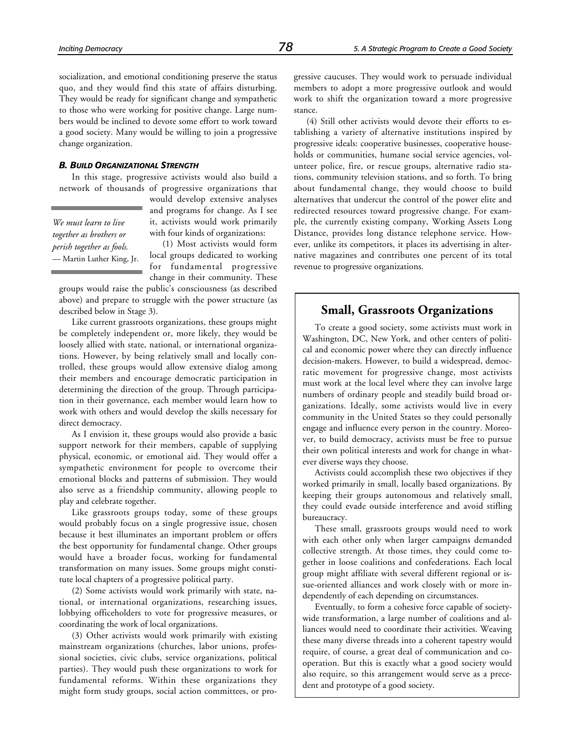socialization, and emotional conditioning preserve the status quo, and they would find this state of affairs disturbing. They would be ready for significant change and sympathetic to those who were working for positive change. Large numbers would be inclined to devote some effort to work toward a good society. Many would be willing to join a progressive change organization.

#### *B. Build Organizational Strength*

In this stage, progressive activists would also build a network of thousands of progressive organizations that would develop extensive analyses and programs for change. As I see it, activists would work primarily with four kinds of organizations:

> *We must learn to live together as brothers or perish together as fools.*
> — Martin Luther King, Jr.

(1) Most activists would form local groups dedicated to working for fundamental progressive change in their community. These groups would raise the public's consciousness (as described above) and prepare to struggle with the power structure (as described below in Stage 3).

Like current grassroots organizations, these groups might be completely independent or, more likely, they would be loosely allied with state, national, or international organizations. However, by being relatively small and locally controlled, these groups would allow extensive dialog among their members and encourage democratic participation in determining the direction of the group. Through participation in their governance, each member would learn how to work with others and would develop the skills necessary for direct democracy.

As I envision it, these groups would also provide a basic support network for their members, capable of supplying physical, economic, or emotional aid. They would offer a sympathetic environment for people to overcome their emotional blocks and patterns of submission. They would also serve as a friendship community, allowing people to play and celebrate together.

Like grassroots groups today, some of these groups would probably focus on a single progressive issue, chosen because it best illuminates an important problem or offers the best opportunity for fundamental change. Other groups would have a broader focus, working for fundamental transformation on many issues. Some groups might constitute local chapters of a progressive political party.

(2) Some activists would work primarily with state, national, or international organizations, researching issues, lobbying officeholders to vote for progressive measures, or coordinating the work of local organizations.

(3) Other activists would work primarily with existing mainstream organizations (churches, labor unions, professional societies, civic clubs, service organizations, political parties). They would push these organizations to work for fundamental reforms. Within these organizations they might form study groups, social action committees, or progressive caucuses. They would work to persuade individual members to adopt a more progressive outlook and would work to shift the organization toward a more progressive stance.

(4) Still other activists would devote their efforts to establishing a variety of alternative institutions inspired by progressive ideals: cooperative businesses, cooperative households or communities, humane social service agencies, volunteer police, fire, or rescue groups, alternative radio stations, community television stations, and so forth. To bring about fundamental change, they would choose to build alternatives that undercut the control of the power elite and redirected resources toward progressive change. For example, the currently existing company, Working Assets Long Distance, provides long distance telephone service. However, unlike its competitors, it places its advertising in alternative magazines and contributes one percent of its total revenue to progressive organizations.

## Small, Grassroots Organizations

To create a good society, some activists must work in Washington, DC, New York, and other centers of political and economic power where they can directly influence decision-makers. However, to build a widespread, democratic movement for progressive change, most activists must work at the local level where they can involve large numbers of ordinary people and steadily build broad organizations. Ideally, some activists would live in every community in the United States so they could personally engage and influence every person in the country. Moreover, to build democracy, activists must be free to pursue their own political interests and work for change in whatever diverse ways they choose.

Activists could accomplish these two objectives if they worked primarily in small, locally based organizations. By keeping their groups autonomous and relatively small, they could evade outside interference and avoid stifling bureaucracy.

These small, grassroots groups would need to work with each other only when larger campaigns demanded collective strength. At those times, they could come together in loose coalitions and confederations. Each local group might affiliate with several different regional or issue-oriented alliances and work closely with or more independently of each depending on circumstances.

Eventually, to form a cohesive force capable of society-wide transformation, a large number of coalitions and alliances would need to coordinate their activities. Weaving these many diverse threads into a coherent tapestry would require, of course, a great deal of communication and cooperation. But this is exactly what a good society would also require, so this arrangement would serve as a precedent and prototype of a good society.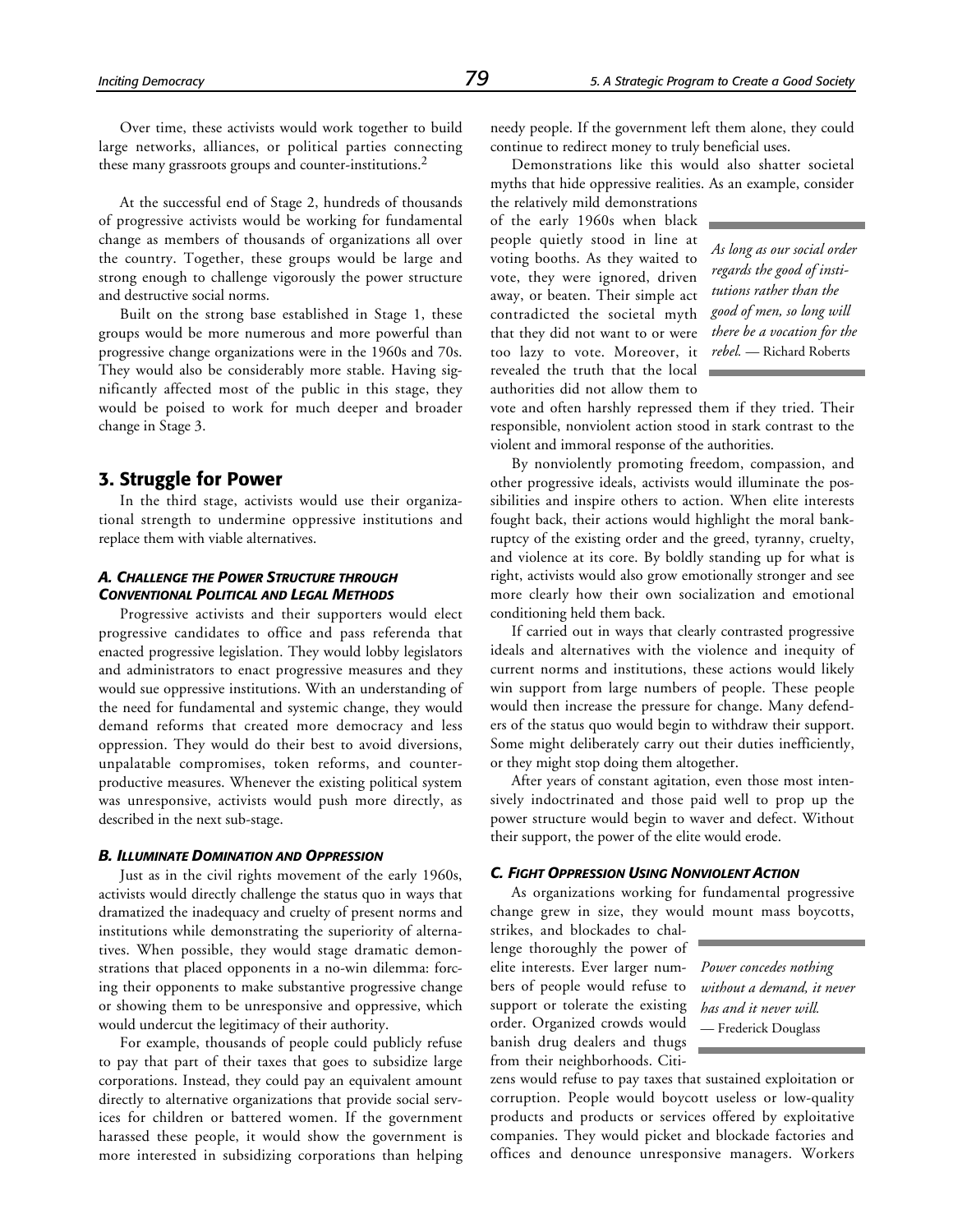Over time, these activists would work together to build large networks, alliances, or political parties connecting these many grassroots groups and counter-institutions.[2]

At the successful end of Stage 2, hundreds of thousands of progressive activists would be working for fundamental change as members of thousands of organizations all over the country. Together, these groups would be large and strong enough to challenge vigorously the power structure and destructive social norms.

Built on the strong base established in Stage 1, these groups would be more numerous and more powerful than progressive change organizations were in the 1960s and 70s. They would also be considerably more stable. Having significantly affected most of the public in this stage, they would be poised to work for much deeper and broader change in Stage 3.

## 3. Struggle for Power

In the third stage, activists would use their organizational strength to undermine oppressive institutions and replace them with viable alternatives.

### *A. Challenge the Power Structure through Conventional Political and Legal Methods*

Progressive activists and their supporters would elect progressive candidates to office and pass referenda that enacted progressive legislation. They would lobby legislators and administrators to enact progressive measures and they would sue oppressive institutions. With an understanding of the need for fundamental and systemic change, they would demand reforms that created more democracy and less oppression. They would do their best to avoid diversions, unpalatable compromises, token reforms, and counterproductive measures. Whenever the existing political system was unresponsive, activists would push more directly, as described in the next sub-stage.

### *B. Illuminate Domination and Oppression*

Just as in the civil rights movement of the early 1960s, activists would directly challenge the status quo in ways that dramatized the inadequacy and cruelty of present norms and institutions while demonstrating the superiority of alternatives. When possible, they would stage dramatic demonstrations that placed opponents in a no-win dilemma: forcing their opponents to make substantive progressive change or showing them to be unresponsive and oppressive, which would undercut the legitimacy of their authority.

For example, thousands of people could publicly refuse to pay that part of their taxes that goes to subsidize large corporations. Instead, they could pay an equivalent amount directly to alternative organizations that provide social services for children or battered women. If the government harassed these people, it would show the government is more interested in subsidizing corporations than helping needy people. If the government left them alone, they could continue to redirect money to truly beneficial uses.

Demonstrations like this would also shatter societal myths that hide oppressive realities. As an example, consider the relatively mild demonstrations of the early 1960s when black people quietly stood in line at voting booths. As they waited to vote, they were ignored, driven away, or beaten. Their simple act contradicted the societal myth that they did not want to or were too lazy to vote. Moreover, it revealed the truth that the local authorities did not allow them to vote and often harshly repressed them if they tried. Their responsible, nonviolent action stood in stark contrast to the violent and immoral response of the authorities.

> *As long as our social order regards the good of institutions rather than the good of men, so long will there be a vocation for the rebel.* — Richard Roberts

By nonviolently promoting freedom, compassion, and other progressive ideals, activists would illuminate the possibilities and inspire others to action. When elite interests fought back, their actions would highlight the moral bankruptcy of the existing order and the greed, tyranny, cruelty, and violence at its core. By boldly standing up for what is right, activists would also grow emotionally stronger and see more clearly how their own socialization and emotional conditioning held them back.

If carried out in ways that clearly contrasted progressive ideals and alternatives with the violence and inequity of current norms and institutions, these actions would likely win support from large numbers of people. These people would then increase the pressure for change. Many defenders of the status quo would begin to withdraw their support. Some might deliberately carry out their duties inefficiently, or they might stop doing them altogether.

After years of constant agitation, even those most intensively indoctrinated and those paid well to prop up the power structure would begin to waver and defect. Without their support, the power of the elite would erode.

### *C. Fight Oppression Using Nonviolent Action*

As organizations working for fundamental progressive change grew in size, they would mount mass boycotts, strikes, and blockades to challenge thoroughly the power of elite interests. Ever larger numbers of people would refuse to support or tolerate the existing order. Organized crowds would banish drug dealers and thugs from their neighborhoods. Citizens would refuse to pay taxes that sustained exploitation or corruption. People would boycott useless or low-quality products and products or services offered by exploitative companies. They would picket and blockade factories and offices and denounce unresponsive managers. Workers

> *Power concedes nothing without a demand, it never has and it never will.* — Frederick Douglass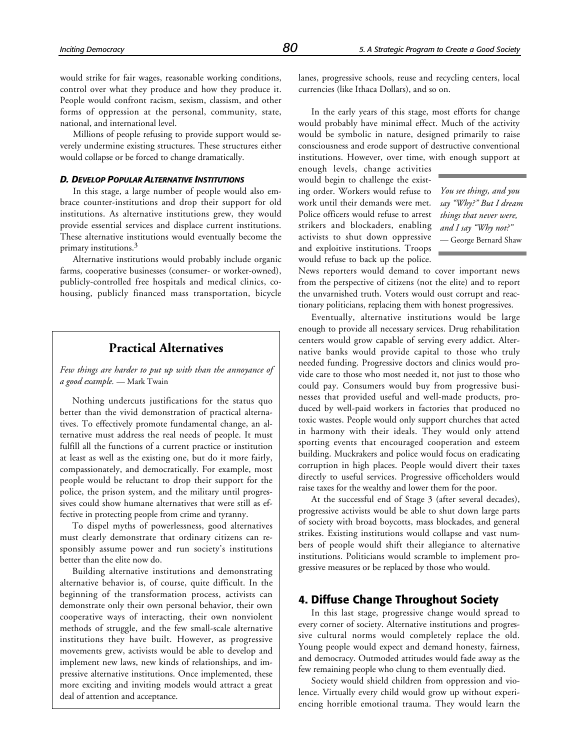would strike for fair wages, reasonable working conditions, control over what they produce and how they produce it. People would confront racism, sexism, classism, and other forms of oppression at the personal, community, state, national, and international level.

Millions of people refusing to provide support would severely undermine existing structures. These structures either would collapse or be forced to change dramatically.

#### *D. Develop Popular Alternative Institutions*

In this stage, a large number of people would also embrace counter-institutions and drop their support for old institutions. As alternative institutions grew, they would provide essential services and displace current institutions. These alternative institutions would eventually become the primary institutions.[3]

Alternative institutions would probably include organic farms, cooperative businesses (consumer- or worker-owned), publicly-controlled free hospitals and medical clinics, cohousing, publicly financed mass transportation, bicycle lanes, progressive schools, reuse and recycling centers, local currencies (like Ithaca Dollars), and so on.

In the early years of this stage, most efforts for change would probably have minimal effect. Much of the activity would be symbolic in nature, designed primarily to raise consciousness and erode support of destructive conventional institutions. However, over time, with enough support at enough levels, change activities would begin to challenge the existing order. Workers would refuse to work until their demands were met. Police officers would refuse to arrest strikers and blockaders, enabling activists to shut down oppressive and exploitive institutions. Troops would refuse to back up the police. News reporters would demand to cover important news from the perspective of citizens (not the elite) and to report the unvarnished truth. Voters would oust corrupt and reactionary politicians, replacing them with honest progressives.

> *You see things, and you say "Why?" But I dream things that never were, and I say "Why not?"*
> — George Bernard Shaw

Eventually, alternative institutions would be large enough to provide all necessary services. Drug rehabilitation centers would grow capable of serving every addict. Alternative banks would provide capital to those who truly needed funding. Progressive doctors and clinics would provide care to those who most needed it, not just to those who could pay. Consumers would buy from progressive businesses that provided useful and well-made products, produced by well-paid workers in factories that produced no toxic wastes. People would only support churches that acted in harmony with their ideals. They would only attend sporting events that encouraged cooperation and esteem building. Muckrakers and police would focus on eradicating corruption in high places. People would divert their taxes directly to useful services. Progressive officeholders would raise taxes for the wealthy and lower them for the poor.

At the successful end of Stage 3 (after several decades), progressive activists would be able to shut down large parts of society with broad boycotts, mass blockades, and general strikes. Existing institutions would collapse and vast numbers of people would shift their allegiance to alternative institutions. Politicians would scramble to implement progressive measures or be replaced by those who would.

### Practical Alternatives

*Few things are harder to put up with than the annoyance of a good example.* — Mark Twain

Nothing undercuts justifications for the status quo better than the vivid demonstration of practical alternatives. To effectively promote fundamental change, an alternative must address the real needs of people. It must fulfill all the functions of a current practice or institution at least as well as the existing one, but do it more fairly, compassionately, and democratically. For example, most people would be reluctant to drop their support for the police, the prison system, and the military until progressives could show humane alternatives that were still as effective in protecting people from crime and tyranny.

To dispel myths of powerlessness, good alternatives must clearly demonstrate that ordinary citizens can responsibly assume power and run society's institutions better than the elite now do.

Building alternative institutions and demonstrating alternative behavior is, of course, quite difficult. In the beginning of the transformation process, activists can demonstrate only their own personal behavior, their own cooperative ways of interacting, their own nonviolent methods of struggle, and the few small-scale alternative institutions they have built. However, as progressive movements grew, activists would be able to develop and implement new laws, new kinds of relationships, and impressive alternative institutions. Once implemented, these more exciting and inviting models would attract a great deal of attention and acceptance.

## 4. Diffuse Change Throughout Society

In this last stage, progressive change would spread to every corner of society. Alternative institutions and progressive cultural norms would completely replace the old. Young people would expect and demand honesty, fairness, and democracy. Outmoded attitudes would fade away as the few remaining people who clung to them eventually died.

Society would shield children from oppression and violence. Virtually every child would grow up without experiencing horrible emotional trauma. They would learn the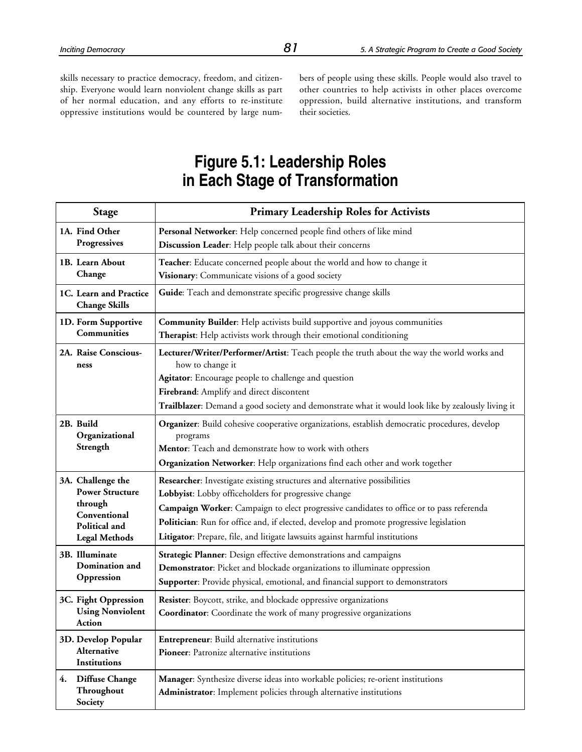skills necessary to practice democracy, freedom, and citizenship. Everyone would learn nonviolent change skills as part of her normal education, and any efforts to re-institute oppressive institutions would be countered by large numbers of people using these skills. People would also travel to other countries to help activists in other places overcome oppression, build alternative institutions, and transform their societies.

## Figure 5.1: Leadership Roles in Each Stage of Transformation

| Stage | Primary Leadership Roles for Activists |
|---|---|
| **1A. Find Other Progressives** | **Personal Networker**: Help concerned people find others of like mind<br>**Discussion Leader**: Help people talk about their concerns |
| **1B. Learn About Change** | **Teacher**: Educate concerned people about the world and how to change it<br>**Visionary**: Communicate visions of a good society |
| **1C. Learn and Practice Change Skills** | **Guide**: Teach and demonstrate specific progressive change skills |
| **1D. Form Supportive Communities** | **Community Builder**: Help activists build supportive and joyous communities<br>**Therapist**: Help activists work through their emotional conditioning |
| **2A. Raise Consciousness** | **Lecturer/Writer/Performer/Artist**: Teach people the truth about the way the world works and how to change it<br>**Agitator**: Encourage people to challenge and question<br>**Firebrand**: Amplify and direct discontent<br>**Trailblazer**: Demand a good society and demonstrate what it would look like by zealously living it |
| **2B. Build Organizational Strength** | **Organizer**: Build cohesive cooperative organizations, establish democratic procedures, develop programs<br>**Mentor**: Teach and demonstrate how to work with others<br>**Organization Networker**: Help organizations find each other and work together |
| **3A. Challenge the Power Structure through Conventional Political and Legal Methods** | **Researcher**: Investigate existing structures and alternative possibilities<br>**Lobbyist**: Lobby officeholders for progressive change<br>**Campaign Worker**: Campaign to elect progressive candidates to office or to pass referenda<br>**Politician**: Run for office and, if elected, develop and promote progressive legislation<br>**Litigator**: Prepare, file, and litigate lawsuits against harmful institutions |
| **3B. Illuminate Domination and Oppression** | **Strategic Planner**: Design effective demonstrations and campaigns<br>**Demonstrator**: Picket and blockade organizations to illuminate oppression<br>**Supporter**: Provide physical, emotional, and financial support to demonstrators |
| **3C. Fight Oppression Using Nonviolent Action** | **Resister**: Boycott, strike, and blockade oppressive organizations<br>**Coordinator**: Coordinate the work of many progressive organizations |
| **3D. Develop Popular Alternative Institutions** | **Entrepreneur**: Build alternative institutions<br>**Pioneer**: Patronize alternative institutions |
| **4. Diffuse Change Throughout Society** | **Manager**: Synthesize diverse ideas into workable policies; re-orient institutions<br>**Administrator**: Implement policies through alternative institutions |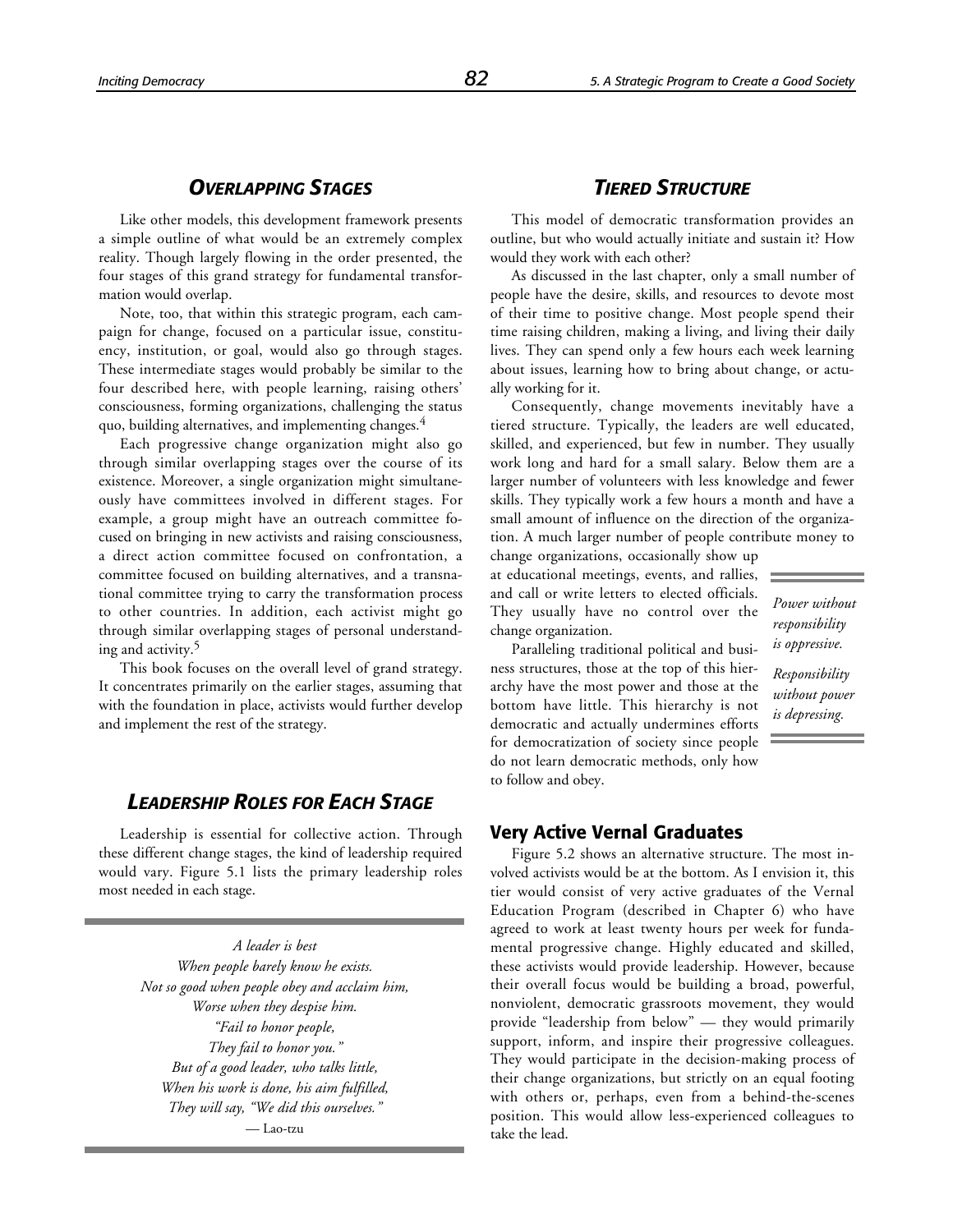## *Overlapping Stages*

Like other models, this development framework presents a simple outline of what would be an extremely complex reality. Though largely flowing in the order presented, the four stages of this grand strategy for fundamental transformation would overlap.

Note, too, that within this strategic program, each campaign for change, focused on a particular issue, constituency, institution, or goal, would also go through stages. These intermediate stages would probably be similar to the four described here, with people learning, raising others' consciousness, forming organizations, challenging the status quo, building alternatives, and implementing changes.[4]

Each progressive change organization might also go through similar overlapping stages over the course of its existence. Moreover, a single organization might simultaneously have committees involved in different stages. For example, a group might have an outreach committee focused on bringing in new activists and raising consciousness, a direct action committee focused on confrontation, a committee focused on building alternatives, and a transnational committee trying to carry the transformation process to other countries. In addition, each activist might go through similar overlapping stages of personal understanding and activity.[5]

This book focuses on the overall level of grand strategy. It concentrates primarily on the earlier stages, assuming that with the foundation in place, activists would further develop and implement the rest of the strategy.

## *Leadership Roles for Each Stage*

Leadership is essential for collective action. Through these different change stages, the kind of leadership required would vary. Figure 5.1 lists the primary leadership roles most needed in each stage.

> *A leader is best*
> *When people barely know he exists.*
> *Not so good when people obey and acclaim him,*
> *Worse when they despise him.*
> *"Fail to honor people,*
> *They fail to honor you."*
> *But of a good leader, who talks little,*
> *When his work is done, his aim fulfilled,*
> *They will say, "We did this ourselves."*
> — Lao-tzu

## *Tiered Structure*

This model of democratic transformation provides an outline, but who would actually initiate and sustain it? How would they work with each other?

As discussed in the last chapter, only a small number of people have the desire, skills, and resources to devote most of their time to positive change. Most people spend their time raising children, making a living, and living their daily lives. They can spend only a few hours each week learning about issues, learning how to bring about change, or actually working for it.

Consequently, change movements inevitably have a tiered structure. Typically, the leaders are well educated, skilled, and experienced, but few in number. They usually work long and hard for a small salary. Below them are a larger number of volunteers with less knowledge and fewer skills. They typically work a few hours a month and have a small amount of influence on the direction of the organization. A much larger number of people contribute money to change organizations, occasionally show up at educational meetings, events, and rallies, and call or write letters to elected officials. They usually have no control over the change organization.

> *Power without responsibility is oppressive.*
>
> *Responsibility without power is depressing.*

Paralleling traditional political and business structures, those at the top of this hierarchy have the most power and those at the bottom have little. This hierarchy is not democratic and actually undermines efforts for democratization of society since people do not learn democratic methods, only how to follow and obey.

### Very Active Vernal Graduates

Figure 5.2 shows an alternative structure. The most involved activists would be at the bottom. As I envision it, this tier would consist of very active graduates of the Vernal Education Program (described in Chapter 6) who have agreed to work at least twenty hours per week for fundamental progressive change. Highly educated and skilled, these activists would provide leadership. However, because their overall focus would be building a broad, powerful, nonviolent, democratic grassroots movement, they would provide "leadership from below" — they would primarily support, inform, and inspire their progressive colleagues. They would participate in the decision-making process of their change organizations, but strictly on an equal footing with others or, perhaps, even from a behind-the-scenes position. This would allow less-experienced colleagues to take the lead.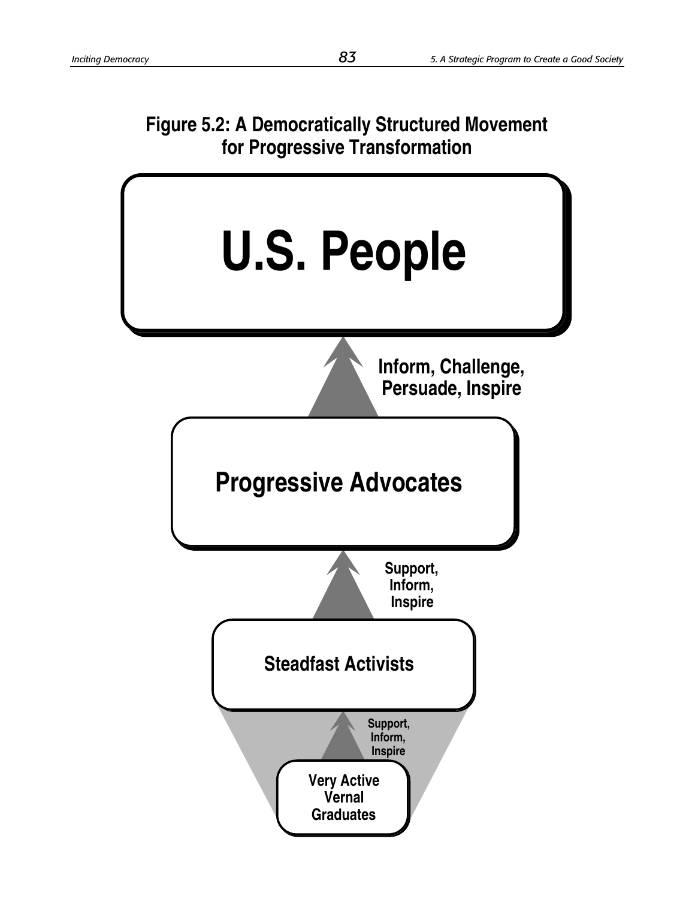**Figure 5.2: A Democratically Structured Movement for Progressive Transformation**

U.S. People

Inform, Challenge, Persuade, Inspire

Progressive Advocates

Support, Inform, Inspire

Steadfast Activists

Support, Inform, Inspire

Very Active Vernal Graduates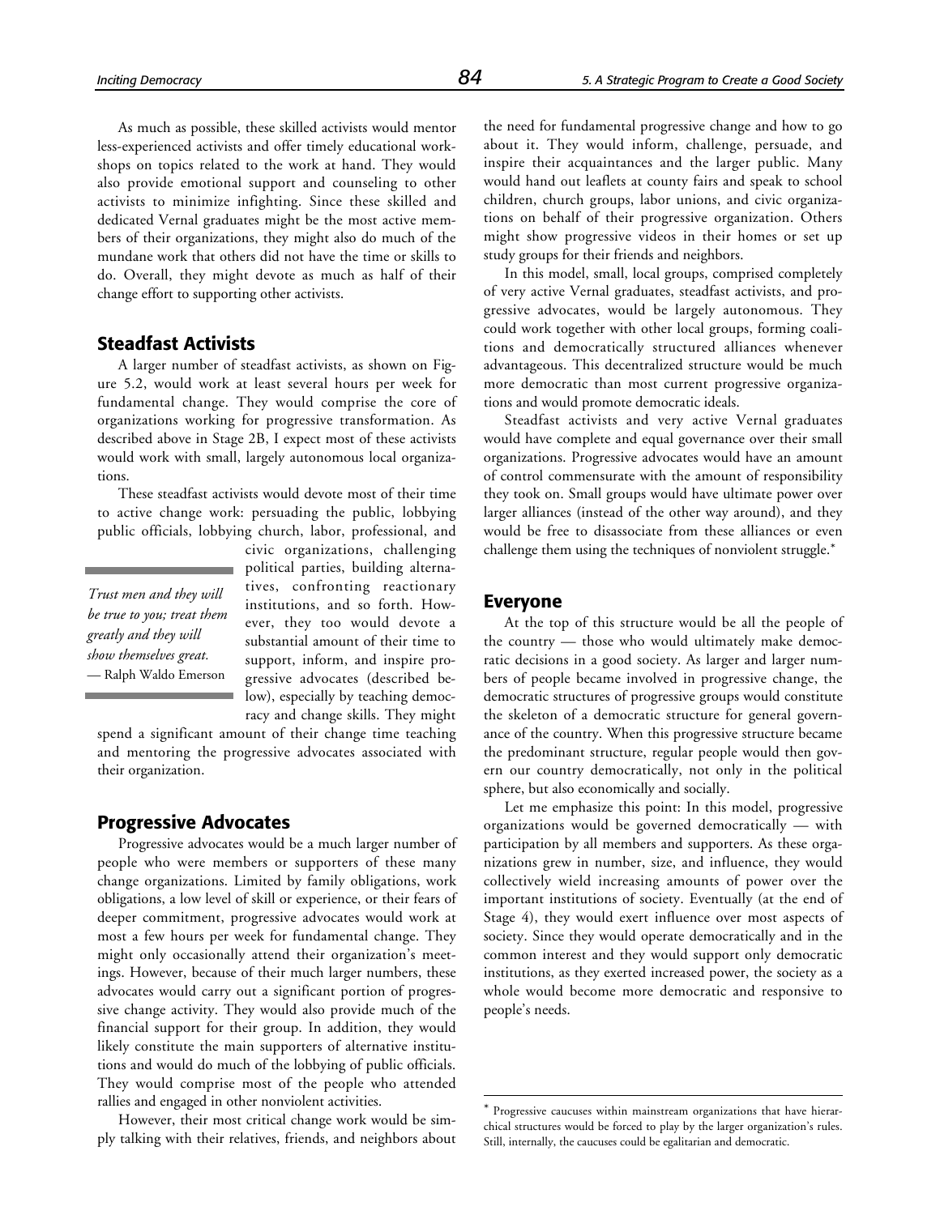As much as possible, these skilled activists would mentor less-experienced activists and offer timely educational workshops on topics related to the work at hand. They would also provide emotional support and counseling to other activists to minimize infighting. Since these skilled and dedicated Vernal graduates might be the most active members of their organizations, they might also do much of the mundane work that others did not have the time or skills to do. Overall, they might devote as much as half of their change effort to supporting other activists.

## Steadfast Activists

A larger number of steadfast activists, as shown on Figure 5.2, would work at least several hours per week for fundamental change. They would comprise the core of organizations working for progressive transformation. As described above in Stage 2B, I expect most of these activists would work with small, largely autonomous local organizations.

These steadfast activists would devote most of their time to active change work: persuading the public, lobbying public officials, lobbying church, labor, professional, and civic organizations, challenging political parties, building alternatives, confronting reactionary institutions, and so forth. However, they too would devote a substantial amount of their time to support, inform, and inspire progressive advocates (described below), especially by teaching democracy and change skills. They might spend a significant amount of their change time teaching and mentoring the progressive advocates associated with their organization.

> *Trust men and they will be true to you; treat them greatly and they will show themselves great.*
> — Ralph Waldo Emerson

## Progressive Advocates

Progressive advocates would be a much larger number of people who were members or supporters of these many change organizations. Limited by family obligations, work obligations, a low level of skill or experience, or their fears of deeper commitment, progressive advocates would work at most a few hours per week for fundamental change. They might only occasionally attend their organization's meetings. However, because of their much larger numbers, these advocates would carry out a significant portion of progressive change activity. They would also provide much of the financial support for their group. In addition, they would likely constitute the main supporters of alternative institutions and would do much of the lobbying of public officials. They would comprise most of the people who attended rallies and engaged in other nonviolent activities.

However, their most critical change work would be simply talking with their relatives, friends, and neighbors about the need for fundamental progressive change and how to go about it. They would inform, challenge, persuade, and inspire their acquaintances and the larger public. Many would hand out leaflets at county fairs and speak to school children, church groups, labor unions, and civic organizations on behalf of their progressive organization. Others might show progressive videos in their homes or set up study groups for their friends and neighbors.

In this model, small, local groups, comprised completely of very active Vernal graduates, steadfast activists, and progressive advocates, would be largely autonomous. They could work together with other local groups, forming coalitions and democratically structured alliances whenever advantageous. This decentralized structure would be much more democratic than most current progressive organizations and would promote democratic ideals.

Steadfast activists and very active Vernal graduates would have complete and equal governance over their small organizations. Progressive advocates would have an amount of control commensurate with the amount of responsibility they took on. Small groups would have ultimate power over larger alliances (instead of the other way around), and they would be free to disassociate from these alliances or even challenge them using the techniques of nonviolent struggle.*

## Everyone

At the top of this structure would be all the people of the country — those who would ultimately make democratic decisions in a good society. As larger and larger numbers of people became involved in progressive change, the democratic structures of progressive groups would constitute the skeleton of a democratic structure for general governance of the country. When this progressive structure became the predominant structure, regular people would then govern our country democratically, not only in the political sphere, but also economically and socially.

Let me emphasize this point: In this model, progressive organizations would be governed democratically — with participation by all members and supporters. As these organizations grew in number, size, and influence, they would collectively wield increasing amounts of power over the important institutions of society. Eventually (at the end of Stage 4), they would exert influence over most aspects of society. Since they would operate democratically and in the common interest and they would support only democratic institutions, as they exerted increased power, the society as a whole would become more democratic and responsive to people's needs.

---

* Progressive caucuses within mainstream organizations that have hierarchical structures would be forced to play by the larger organization's rules. Still, internally, the caucuses could be egalitarian and democratic.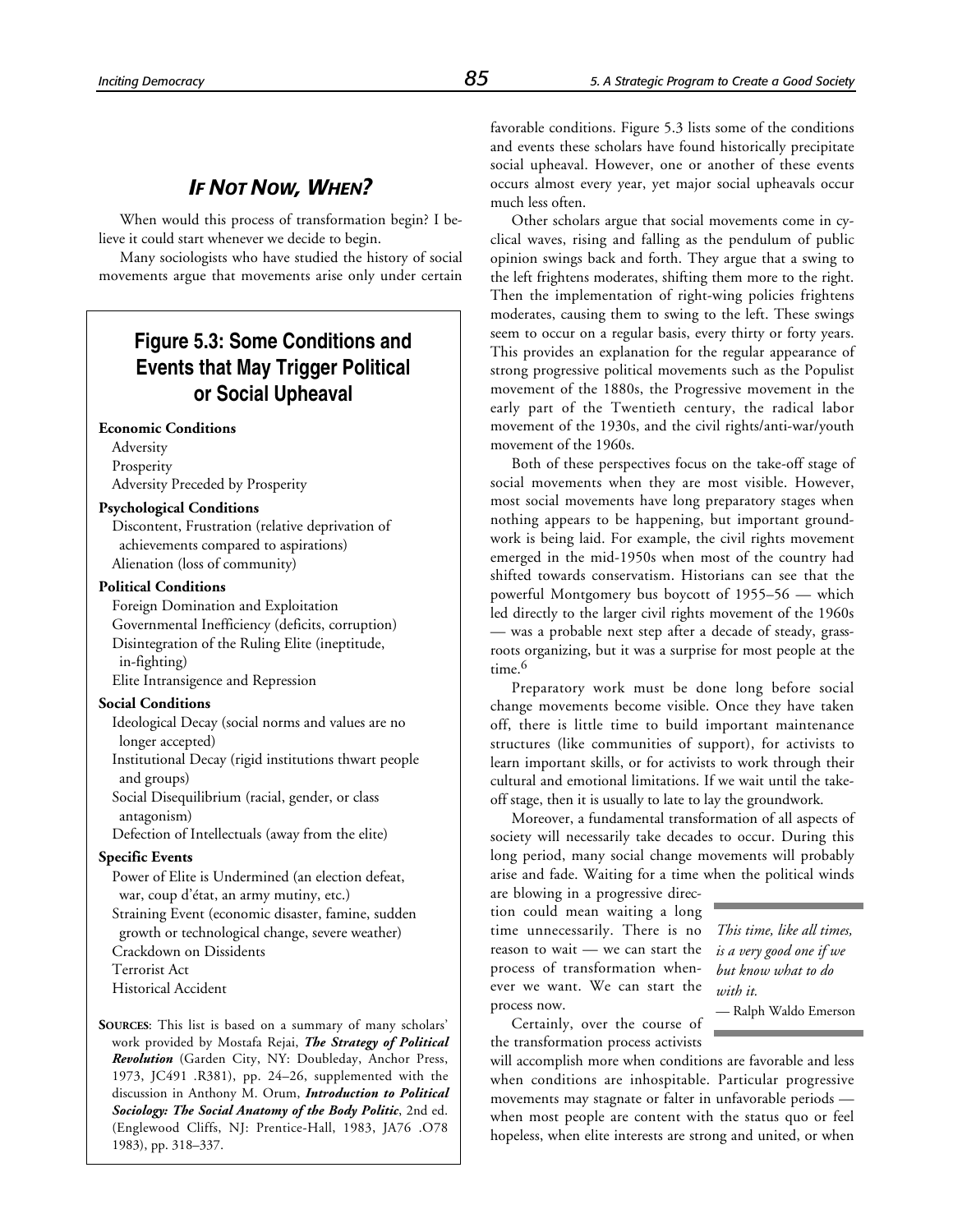## *If Not Now, When?*

When would this process of transformation begin? I believe it could start whenever we decide to begin.

Many sociologists who have studied the history of social movements argue that movements arise only under certain favorable conditions. Figure 5.3 lists some of the conditions and events these scholars have found historically precipitate social upheaval. However, one or another of these events occurs almost every year, yet major social upheavals occur much less often.

### Figure 5.3: Some Conditions and Events that May Trigger Political or Social Upheaval

**Economic Conditions**

- Adversity
- Prosperity
- Adversity Preceded by Prosperity

**Psychological Conditions**

- Discontent, Frustration (relative deprivation of achievements compared to aspirations)
- Alienation (loss of community)

**Political Conditions**

- Foreign Domination and Exploitation
- Governmental Inefficiency (deficits, corruption)
- Disintegration of the Ruling Elite (ineptitude, in-fighting)
- Elite Intransigence and Repression

**Social Conditions**

- Ideological Decay (social norms and values are no longer accepted)
- Institutional Decay (rigid institutions thwart people and groups)
- Social Disequilibrium (racial, gender, or class antagonism)
- Defection of Intellectuals (away from the elite)

**Specific Events**

- Power of Elite is Undermined (an election defeat, war, coup d'état, an army mutiny, etc.)
- Straining Event (economic disaster, famine, sudden growth or technological change, severe weather)
- Crackdown on Dissidents
- Terrorist Act
- Historical Accident

**Sources**: This list is based on a summary of many scholars' work provided by Mostafa Rejai, ***The Strategy of Political Revolution*** (Garden City, NY: Doubleday, Anchor Press, 1973, JC491 .R381), pp. 24–26, supplemented with the discussion in Anthony M. Orum, ***Introduction to Political Sociology: The Social Anatomy of the Body Politic***, 2nd ed. (Englewood Cliffs, NJ: Prentice-Hall, 1983, JA76 .O78 1983), pp. 318–337.

Other scholars argue that social movements come in cyclical waves, rising and falling as the pendulum of public opinion swings back and forth. They argue that a swing to the left frightens moderates, shifting them more to the right. Then the implementation of right-wing policies frightens moderates, causing them to swing to the left. These swings seem to occur on a regular basis, every thirty or forty years. This provides an explanation for the regular appearance of strong progressive political movements such as the Populist movement of the 1880s, the Progressive movement in the early part of the Twentieth century, the radical labor movement of the 1930s, and the civil rights/anti-war/youth movement of the 1960s.

Both of these perspectives focus on the take-off stage of social movements when they are most visible. However, most social movements have long preparatory stages when nothing appears to be happening, but important groundwork is being laid. For example, the civil rights movement emerged in the mid-1950s when most of the country had shifted towards conservatism. Historians can see that the powerful Montgomery bus boycott of 1955–56 — which led directly to the larger civil rights movement of the 1960s — was a probable next step after a decade of steady, grassroots organizing, but it was a surprise for most people at the time.[6]

Preparatory work must be done long before social change movements become visible. Once they have taken off, there is little time to build important maintenance structures (like communities of support), for activists to learn important skills, or for activists to work through their cultural and emotional limitations. If we wait until the take-off stage, then it is usually to late to lay the groundwork.

Moreover, a fundamental transformation of all aspects of society will necessarily take decades to occur. During this long period, many social change movements will probably arise and fade. Waiting for a time when the political winds are blowing in a progressive direction could mean waiting a long time unnecessarily. There is no reason to wait — we can start the process of transformation whenever we want. We can start the process now.

> *This time, like all times, is a very good one if we but know what to do with it.*
> — Ralph Waldo Emerson

Certainly, over the course of the transformation process activists will accomplish more when conditions are favorable and less when conditions are inhospitable. Particular progressive movements may stagnate or falter in unfavorable periods — when most people are content with the status quo or feel hopeless, when elite interests are strong and united, or when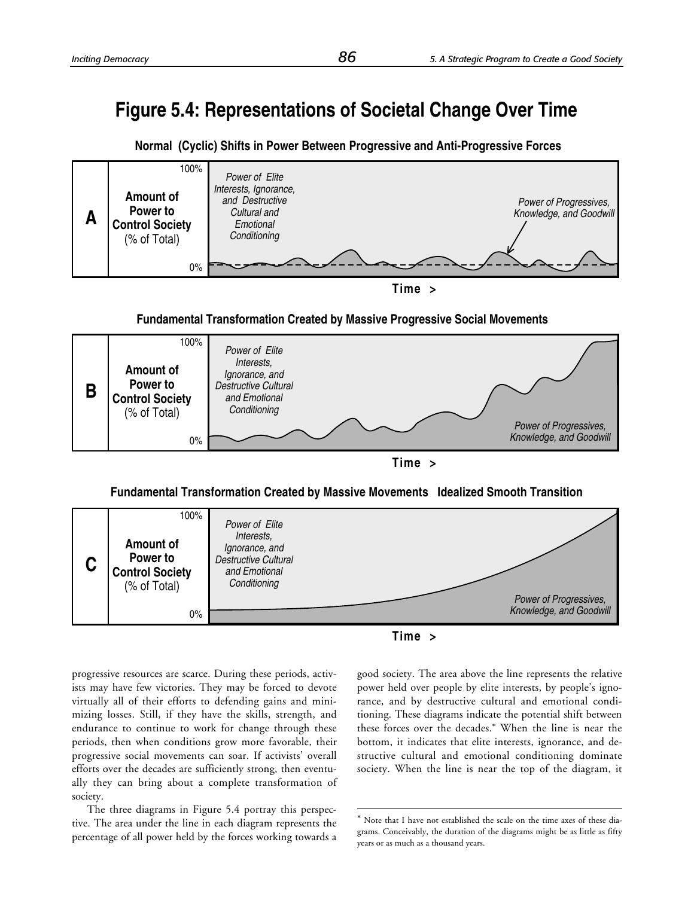# Figure 5.4: Representations of Societal Change Over Time

**Normal (Cyclic) Shifts in Power Between Progressive and Anti-Progressive Forces**

**A**

**Amount of Power to Control Society** (% of Total)

100%

0%

*Power of Elite Interests, Ignorance, and Destructive Cultural and Emotional Conditioning*

*Power of Progressives, Knowledge, and Goodwill*

**Time >**

**Fundamental Transformation Created by Massive Progressive Social Movements**

**B**

**Amount of Power to Control Society** (% of Total)

100%

0%

*Power of Elite Interests, Ignorance, and Destructive Cultural and Emotional Conditioning*

*Power of Progressives, Knowledge, and Goodwill*

**Time >**

**Fundamental Transformation Created by Massive Movements Idealized Smooth Transition**

**C**

**Amount of Power to Control Society** (% of Total)

100%

0%

*Power of Elite Interests, Ignorance, and Destructive Cultural and Emotional Conditioning*

*Power of Progressives, Knowledge, and Goodwill*

**Time >**

progressive resources are scarce. During these periods, activists may have few victories. They may be forced to devote virtually all of their efforts to defending gains and minimizing losses. Still, if they have the skills, strength, and endurance to continue to work for change through these periods, then when conditions grow more favorable, their progressive social movements can soar. If activists' overall efforts over the decades are sufficiently strong, then eventually they can bring about a complete transformation of society.

The three diagrams in Figure 5.4 portray this perspective. The area under the line in each diagram represents the percentage of all power held by the forces working towards a good society. The area above the line represents the relative power held over people by elite interests, by people's ignorance, and by destructive cultural and emotional conditioning. These diagrams indicate the potential shift between these forces over the decades.* When the line is near the bottom, it indicates that elite interests, ignorance, and destructive cultural and emotional conditioning dominate society. When the line is near the top of the diagram, it

---

* Note that I have not established the scale on the time axes of these diagrams. Conceivably, the duration of the diagrams might be as little as fifty years or as much as a thousand years.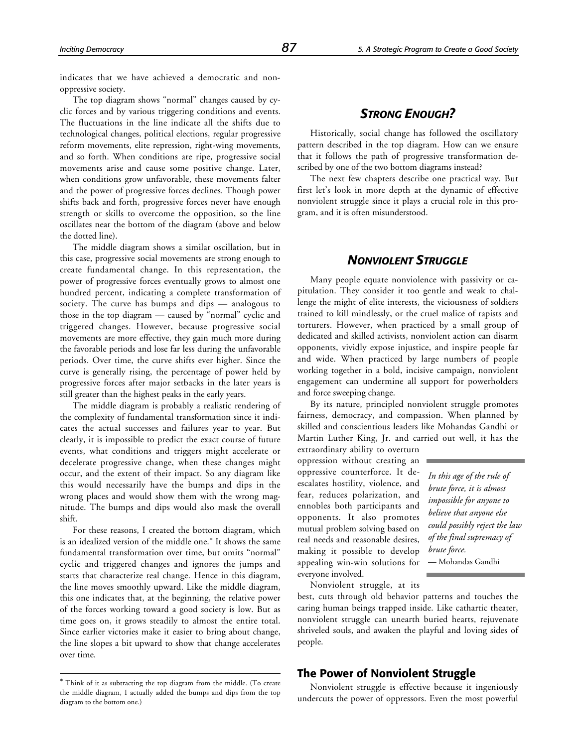indicates that we have achieved a democratic and nonoppressive society.

The top diagram shows "normal" changes caused by cyclic forces and by various triggering conditions and events. The fluctuations in the line indicate all the shifts due to technological changes, political elections, regular progressive reform movements, elite repression, right-wing movements, and so forth. When conditions are ripe, progressive social movements arise and cause some positive change. Later, when conditions grow unfavorable, these movements falter and the power of progressive forces declines. Though power shifts back and forth, progressive forces never have enough strength or skills to overcome the opposition, so the line oscillates near the bottom of the diagram (above and below the dotted line).

The middle diagram shows a similar oscillation, but in this case, progressive social movements are strong enough to create fundamental change. In this representation, the power of progressive forces eventually grows to almost one hundred percent, indicating a complete transformation of society. The curve has bumps and dips — analogous to those in the top diagram — caused by "normal" cyclic and triggered changes. However, because progressive social movements are more effective, they gain much more during the favorable periods and lose far less during the unfavorable periods. Over time, the curve shifts ever higher. Since the curve is generally rising, the percentage of power held by progressive forces after major setbacks in the later years is still greater than the highest peaks in the early years.

The middle diagram is probably a realistic rendering of the complexity of fundamental transformation since it indicates the actual successes and failures year to year. But clearly, it is impossible to predict the exact course of future events, what conditions and triggers might accelerate or decelerate progressive change, when these changes might occur, and the extent of their impact. So any diagram like this would necessarily have the bumps and dips in the wrong places and would show them with the wrong magnitude. The bumps and dips would also mask the overall shift.

For these reasons, I created the bottom diagram, which is an idealized version of the middle one.* It shows the same fundamental transformation over time, but omits "normal" cyclic and triggered changes and ignores the jumps and starts that characterize real change. Hence in this diagram, the line moves smoothly upward. Like the middle diagram, this one indicates that, at the beginning, the relative power of the forces working toward a good society is low. But as time goes on, it grows steadily to almost the entire total. Since earlier victories make it easier to bring about change, the line slopes a bit upward to show that change accelerates over time.

\* Think of it as subtracting the top diagram from the middle. (To create the middle diagram, I actually added the bumps and dips from the top diagram to the bottom one.)

## *STRONG ENOUGH?*

Historically, social change has followed the oscillatory pattern described in the top diagram. How can we ensure that it follows the path of progressive transformation described by one of the two bottom diagrams instead?

The next few chapters describe one practical way. But first let's look in more depth at the dynamic of effective nonviolent struggle since it plays a crucial role in this program, and it is often misunderstood.

## *NONVIOLENT STRUGGLE*

Many people equate nonviolence with passivity or capitulation. They consider it too gentle and weak to challenge the might of elite interests, the viciousness of soldiers trained to kill mindlessly, or the cruel malice of rapists and torturers. However, when practiced by a small group of dedicated and skilled activists, nonviolent action can disarm opponents, vividly expose injustice, and inspire people far and wide. When practiced by large numbers of people working together in a bold, incisive campaign, nonviolent engagement can undermine all support for powerholders and force sweeping change.

By its nature, principled nonviolent struggle promotes fairness, democracy, and compassion. When planned by skilled and conscientious leaders like Mohandas Gandhi or Martin Luther King, Jr. and carried out well, it has the extraordinary ability to overturn oppression without creating an oppressive counterforce. It de-escalates hostility, violence, and fear, reduces polarization, and ennobles both participants and opponents. It also promotes mutual problem solving based on real needs and reasonable desires, making it possible to develop appealing win-win solutions for everyone involved.

> *In this age of the rule of brute force, it is almost impossible for anyone to believe that anyone else could possibly reject the law of the final supremacy of brute force.*
> — Mohandas Gandhi

Nonviolent struggle, at its best, cuts through old behavior patterns and touches the caring human beings trapped inside. Like cathartic theater, nonviolent struggle can unearth buried hearts, rejuvenate shriveled souls, and awaken the playful and loving sides of people.

### The Power of Nonviolent Struggle

Nonviolent struggle is effective because it ingeniously undercuts the power of oppressors. Even the most powerful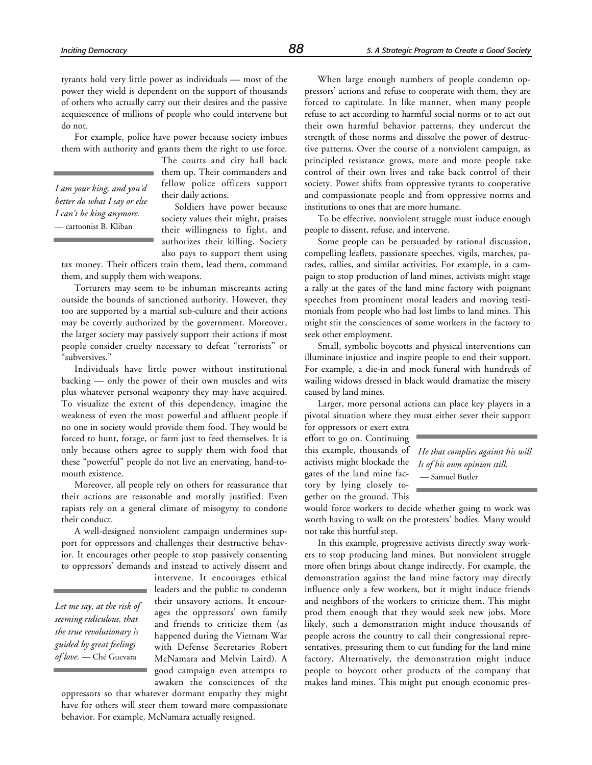tyrants hold very little power as individuals — most of the power they wield is dependent on the support of thousands of others who actually carry out their desires and the passive acquiescence of millions of people who could intervene but do not.

For example, police have power because society imbues them with authority and grants them the right to use force. The courts and city hall back them up. Their commanders and fellow police officers support their daily actions.

> *I am your king, and you'd better do what I say or else I can't be king anymore.* — cartoonist B. Kliban

Soldiers have power because society values their might, praises their willingness to fight, and authorizes their killing. Society also pays to support them using tax money. Their officers train them, lead them, command them, and supply them with weapons.

Torturers may seem to be inhuman miscreants acting outside the bounds of sanctioned authority. However, they too are supported by a martial sub-culture and their actions may be covertly authorized by the government. Moreover, the larger society may passively support their actions if most people consider cruelty necessary to defeat "terrorists" or "subversives."

Individuals have little power without institutional backing — only the power of their own muscles and wits plus whatever personal weaponry they may have acquired. To visualize the extent of this dependency, imagine the weakness of even the most powerful and affluent people if no one in society would provide them food. They would be forced to hunt, forage, or farm just to feed themselves. It is only because others agree to supply them with food that these "powerful" people do not live an enervating, hand-to-mouth existence.

Moreover, all people rely on others for reassurance that their actions are reasonable and morally justified. Even rapists rely on a general climate of misogyny to condone their conduct.

A well-designed nonviolent campaign undermines support for oppressors and challenges their destructive behavior. It encourages other people to stop passively consenting to oppressors' demands and instead to actively dissent and intervene. It encourages ethical leaders and the public to condemn their unsavory actions. It encourages the oppressors' own family and friends to criticize them (as happened during the Vietnam War with Defense Secretaries Robert McNamara and Melvin Laird). A good campaign even attempts to awaken the consciences of the oppressors so that whatever dormant empathy they might have for others will steer them toward more compassionate behavior. For example, McNamara actually resigned.

> *Let me say, at the risk of seeming ridiculous, that the true revolutionary is guided by great feelings of love.* — Ché Guevara

When large enough numbers of people condemn oppressors' actions and refuse to cooperate with them, they are forced to capitulate. In like manner, when many people refuse to act according to harmful social norms or to act out their own harmful behavior patterns, they undercut the strength of those norms and dissolve the power of destructive patterns. Over the course of a nonviolent campaign, as principled resistance grows, more and more people take control of their own lives and take back control of their society. Power shifts from oppressive tyrants to cooperative and compassionate people and from oppressive norms and institutions to ones that are more humane.

To be effective, nonviolent struggle must induce enough people to dissent, refuse, and intervene.

Some people can be persuaded by rational discussion, compelling leaflets, passionate speeches, vigils, marches, parades, rallies, and similar activities. For example, in a campaign to stop production of land mines, activists might stage a rally at the gates of the land mine factory with poignant speeches from prominent moral leaders and moving testimonials from people who had lost limbs to land mines. This might stir the consciences of some workers in the factory to seek other employment.

Small, symbolic boycotts and physical interventions can illuminate injustice and inspire people to end their support. For example, a die-in and mock funeral with hundreds of wailing widows dressed in black would dramatize the misery caused by land mines.

Larger, more personal actions can place key players in a pivotal situation where they must either sever their support for oppressors or exert extra effort to go on. Continuing this example, thousands of activists might blockade the gates of the land mine factory by lying closely together on the ground. This would force workers to decide whether going to work was worth having to walk on the protesters' bodies. Many would not take this hurtful step.

> *He that complies against his will*
> *Is of his own opinion still.*
> — Samuel Butler

In this example, progressive activists directly sway workers to stop producing land mines. But nonviolent struggle more often brings about change indirectly. For example, the demonstration against the land mine factory may directly influence only a few workers, but it might induce friends and neighbors of the workers to criticize them. This might prod them enough that they would seek new jobs. More likely, such a demonstration might induce thousands of people across the country to call their congressional representatives, pressuring them to cut funding for the land mine factory. Alternatively, the demonstration might induce people to boycott other products of the company that makes land mines. This might put enough economic pres-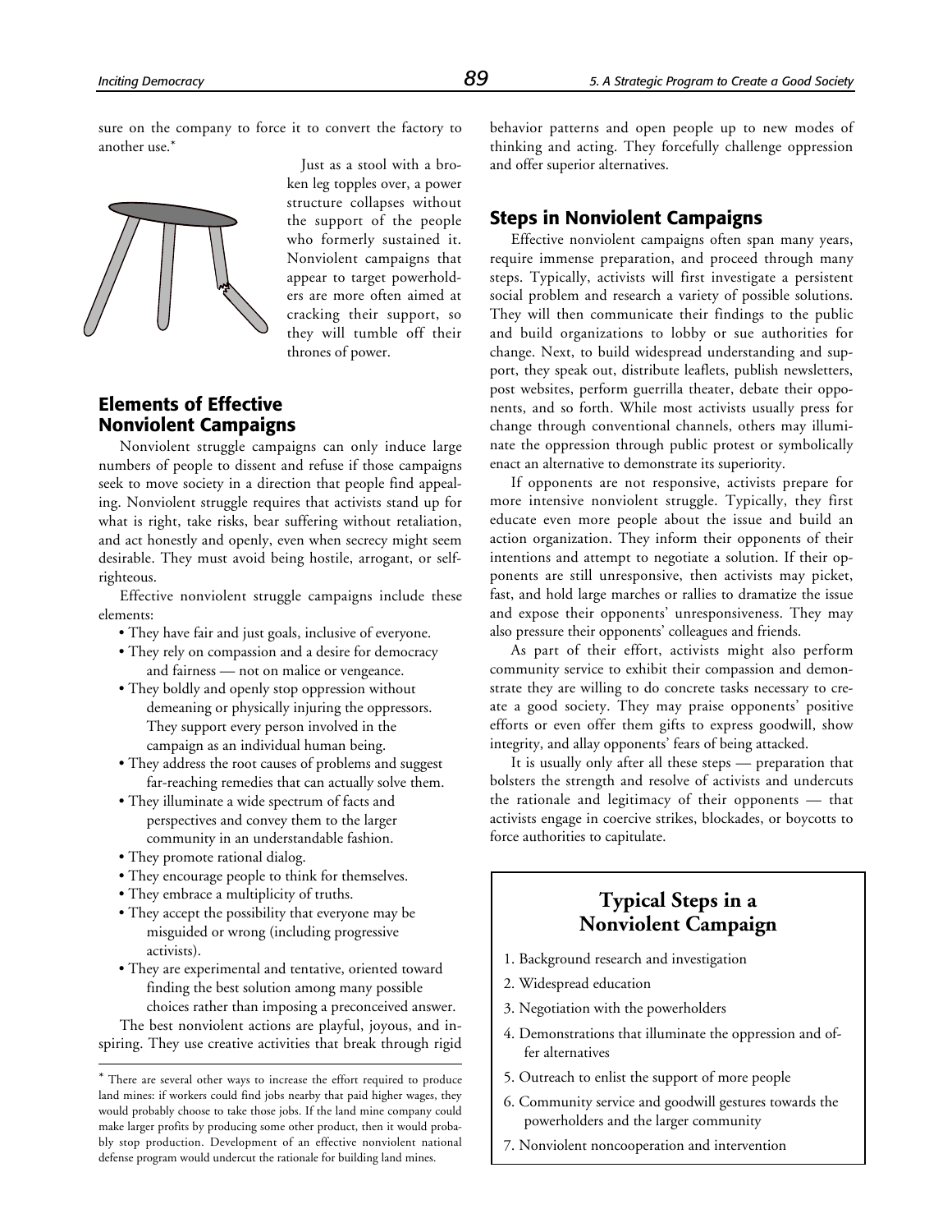sure on the company to force it to convert the factory to another use.*

Just as a stool with a broken leg topples over, a power structure collapses without the support of the people who formerly sustained it. Nonviolent campaigns that appear to target powerholders are more often aimed at cracking their support, so they will tumble off their thrones of power.

## Elements of Effective Nonviolent Campaigns

Nonviolent struggle campaigns can only induce large numbers of people to dissent and refuse if those campaigns seek to move society in a direction that people find appealing. Nonviolent struggle requires that activists stand up for what is right, take risks, bear suffering without retaliation, and act honestly and openly, even when secrecy might seem desirable. They must avoid being hostile, arrogant, or self-righteous.

Effective nonviolent struggle campaigns include these elements:

- They have fair and just goals, inclusive of everyone.
- They rely on compassion and a desire for democracy and fairness — not on malice or vengeance.
- They boldly and openly stop oppression without demeaning or physically injuring the oppressors. They support every person involved in the campaign as an individual human being.
- They address the root causes of problems and suggest far-reaching remedies that can actually solve them.
- They illuminate a wide spectrum of facts and perspectives and convey them to the larger community in an understandable fashion.
- They promote rational dialog.
- They encourage people to think for themselves.
- They embrace a multiplicity of truths.
- They accept the possibility that everyone may be misguided or wrong (including progressive activists).
- They are experimental and tentative, oriented toward finding the best solution among many possible choices rather than imposing a preconceived answer.

The best nonviolent actions are playful, joyous, and inspiring. They use creative activities that break through rigid behavior patterns and open people up to new modes of thinking and acting. They forcefully challenge oppression and offer superior alternatives.

## Steps in Nonviolent Campaigns

Effective nonviolent campaigns often span many years, require immense preparation, and proceed through many steps. Typically, activists will first investigate a persistent social problem and research a variety of possible solutions. They will then communicate their findings to the public and build organizations to lobby or sue authorities for change. Next, to build widespread understanding and support, they speak out, distribute leaflets, publish newsletters, post websites, perform guerrilla theater, debate their opponents, and so forth. While most activists usually press for change through conventional channels, others may illuminate the oppression through public protest or symbolically enact an alternative to demonstrate its superiority.

If opponents are not responsive, activists prepare for more intensive nonviolent struggle. Typically, they first educate even more people about the issue and build an action organization. They inform their opponents of their intentions and attempt to negotiate a solution. If their opponents are still unresponsive, then activists may picket, fast, and hold large marches or rallies to dramatize the issue and expose their opponents' unresponsiveness. They may also pressure their opponents' colleagues and friends.

As part of their effort, activists might also perform community service to exhibit their compassion and demonstrate they are willing to do concrete tasks necessary to create a good society. They may praise opponents' positive efforts or even offer them gifts to express goodwill, show integrity, and allay opponents' fears of being attacked.

It is usually only after all these steps — preparation that bolsters the strength and resolve of activists and undercuts the rationale and legitimacy of their opponents — that activists engage in coercive strikes, blockades, or boycotts to force authorities to capitulate.

### Typical Steps in a Nonviolent Campaign

1. Background research and investigation
2. Widespread education
3. Negotiation with the powerholders
4. Demonstrations that illuminate the oppression and offer alternatives
5. Outreach to enlist the support of more people
6. Community service and goodwill gestures towards the powerholders and the larger community
7. Nonviolent noncooperation and intervention

---

* There are several other ways to increase the effort required to produce land mines: if workers could find jobs nearby that paid higher wages, they would probably choose to take those jobs. If the land mine company could make larger profits by producing some other product, then it would probably stop production. Development of an effective nonviolent national defense program would undercut the rationale for building land mines.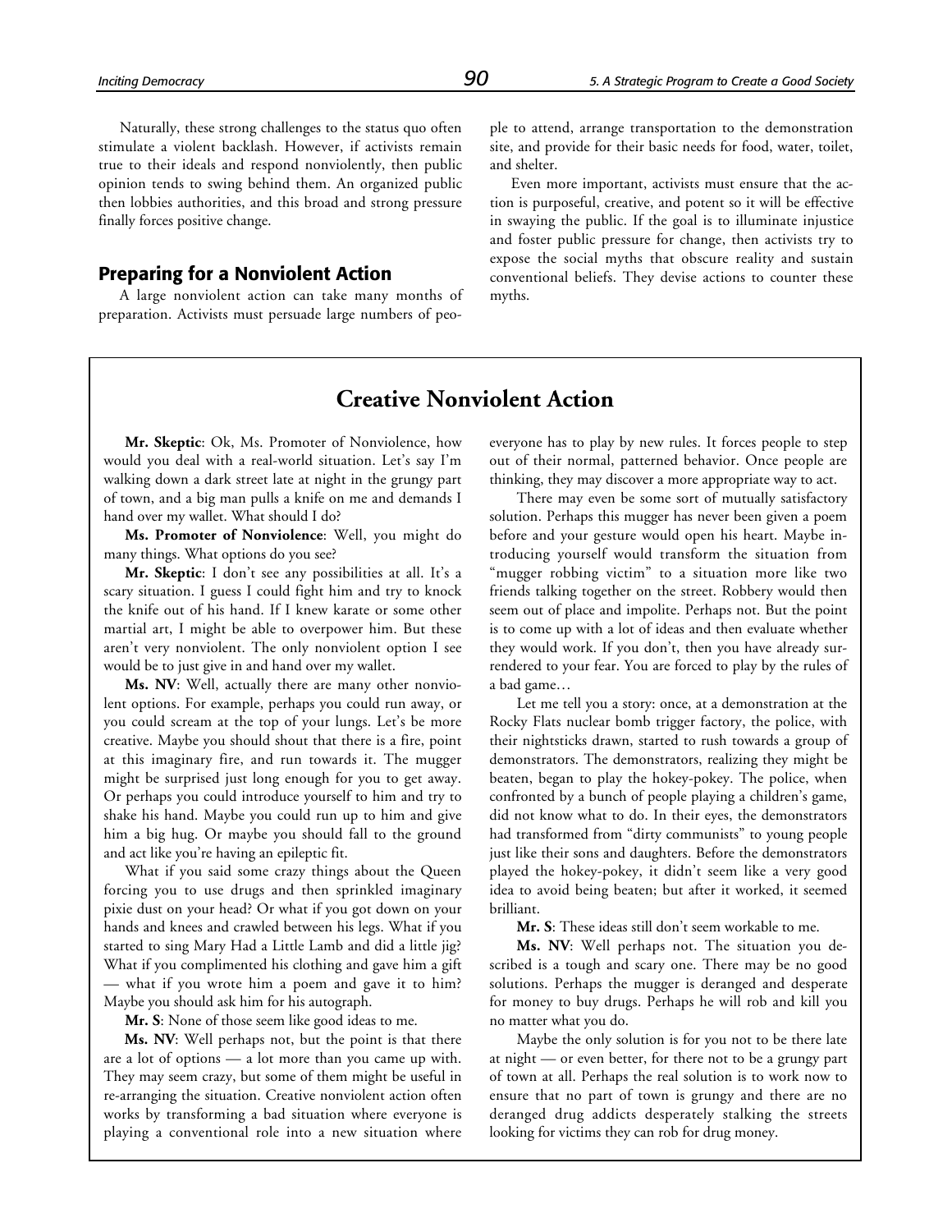Naturally, these strong challenges to the status quo often stimulate a violent backlash. However, if activists remain true to their ideals and respond nonviolently, then public opinion tends to swing behind them. An organized public then lobbies authorities, and this broad and strong pressure finally forces positive change.

## Preparing for a Nonviolent Action

A large nonviolent action can take many months of preparation. Activists must persuade large numbers of people to attend, arrange transportation to the demonstration site, and provide for their basic needs for food, water, toilet, and shelter.

Even more important, activists must ensure that the action is purposeful, creative, and potent so it will be effective in swaying the public. If the goal is to illuminate injustice and foster public pressure for change, then activists try to expose the social myths that obscure reality and sustain conventional beliefs. They devise actions to counter these myths.

## Creative Nonviolent Action

**Mr. Skeptic**: Ok, Ms. Promoter of Nonviolence, how would you deal with a real-world situation. Let's say I'm walking down a dark street late at night in the grungy part of town, and a big man pulls a knife on me and demands I hand over my wallet. What should I do?

**Ms. Promoter of Nonviolence**: Well, you might do many things. What options do you see?

**Mr. Skeptic**: I don't see any possibilities at all. It's a scary situation. I guess I could fight him and try to knock the knife out of his hand. If I knew karate or some other martial art, I might be able to overpower him. But these aren't very nonviolent. The only nonviolent option I see would be to just give in and hand over my wallet.

**Ms. NV**: Well, actually there are many other nonviolent options. For example, perhaps you could run away, or you could scream at the top of your lungs. Let's be more creative. Maybe you should shout that there is a fire, point at this imaginary fire, and run towards it. The mugger might be surprised just long enough for you to get away. Or perhaps you could introduce yourself to him and try to shake his hand. Maybe you could run up to him and give him a big hug. Or maybe you should fall to the ground and act like you're having an epileptic fit.

What if you said some crazy things about the Queen forcing you to use drugs and then sprinkled imaginary pixie dust on your head? Or what if you got down on your hands and knees and crawled between his legs. What if you started to sing Mary Had a Little Lamb and did a little jig? What if you complimented his clothing and gave him a gift — what if you wrote him a poem and gave it to him? Maybe you should ask him for his autograph.

**Mr. S**: None of those seem like good ideas to me.

**Ms. NV**: Well perhaps not, but the point is that there are a lot of options — a lot more than you came up with. They may seem crazy, but some of them might be useful in re-arranging the situation. Creative nonviolent action often works by transforming a bad situation where everyone is playing a conventional role into a new situation where everyone has to play by new rules. It forces people to step out of their normal, patterned behavior. Once people are thinking, they may discover a more appropriate way to act.

There may even be some sort of mutually satisfactory solution. Perhaps this mugger has never been given a poem before and your gesture would open his heart. Maybe introducing yourself would transform the situation from "mugger robbing victim" to a situation more like two friends talking together on the street. Robbery would then seem out of place and impolite. Perhaps not. But the point is to come up with a lot of ideas and then evaluate whether they would work. If you don't, then you have already surrendered to your fear. You are forced to play by the rules of a bad game…

Let me tell you a story: once, at a demonstration at the Rocky Flats nuclear bomb trigger factory, the police, with their nightsticks drawn, started to rush towards a group of demonstrators. The demonstrators, realizing they might be beaten, began to play the hokey-pokey. The police, when confronted by a bunch of people playing a children's game, did not know what to do. In their eyes, the demonstrators had transformed from "dirty communists" to young people just like their sons and daughters. Before the demonstrators played the hokey-pokey, it didn't seem like a very good idea to avoid being beaten; but after it worked, it seemed brilliant.

**Mr. S**: These ideas still don't seem workable to me.

**Ms. NV**: Well perhaps not. The situation you described is a tough and scary one. There may be no good solutions. Perhaps the mugger is deranged and desperate for money to buy drugs. Perhaps he will rob and kill you no matter what you do.

Maybe the only solution is for you not to be there late at night — or even better, for there not to be a grungy part of town at all. Perhaps the real solution is to work now to ensure that no part of town is grungy and there are no deranged drug addicts desperately stalking the streets looking for victims they can rob for drug money.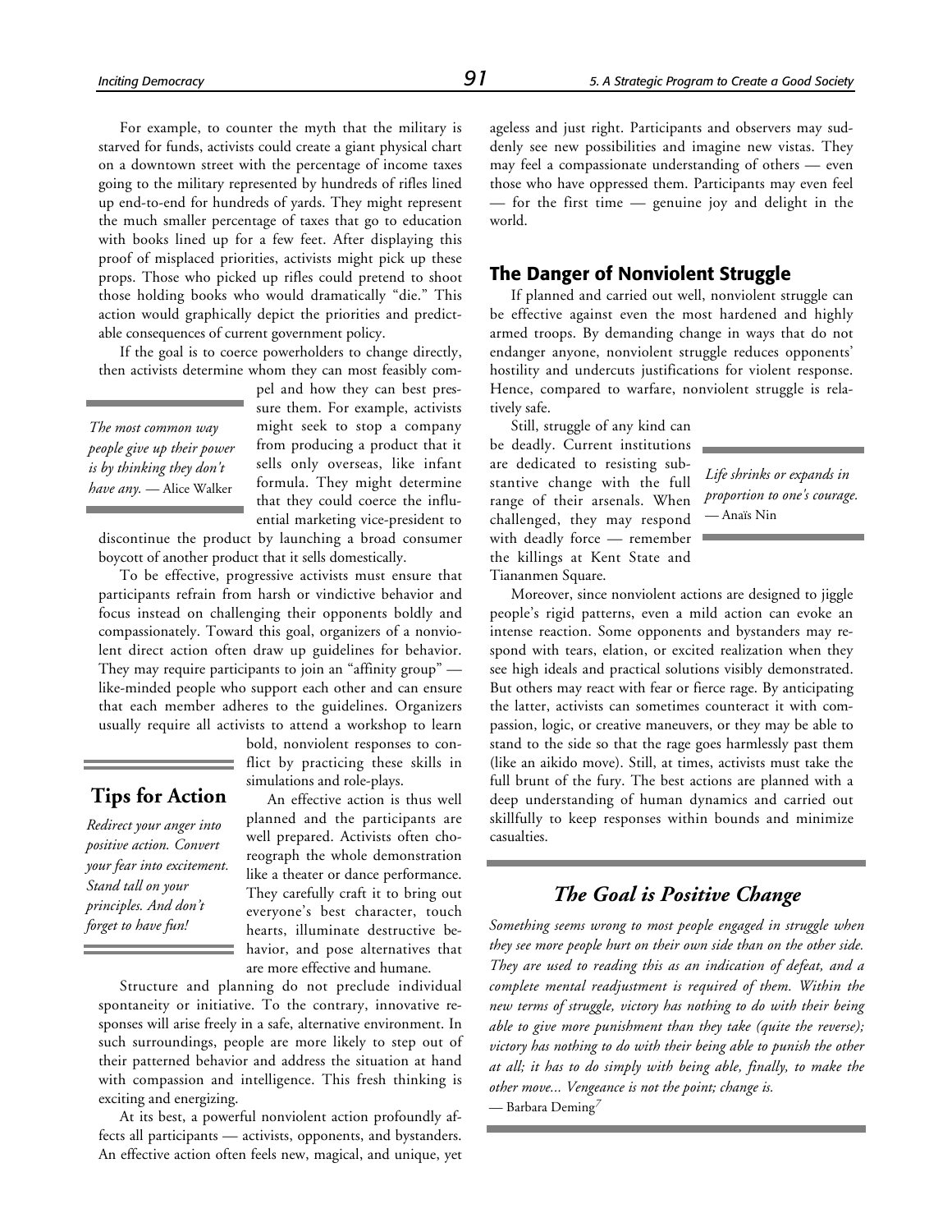For example, to counter the myth that the military is starved for funds, activists could create a giant physical chart on a downtown street with the percentage of income taxes going to the military represented by hundreds of rifles lined up end-to-end for hundreds of yards. They might represent the much smaller percentage of taxes that go to education with books lined up for a few feet. After displaying this proof of misplaced priorities, activists might pick up these props. Those who picked up rifles could pretend to shoot those holding books who would dramatically "die." This action would graphically depict the priorities and predictable consequences of current government policy.

If the goal is to coerce powerholders to change directly, then activists determine whom they can most feasibly compel and how they can best pressure them. For example, activists might seek to stop a company from producing a product that it sells only overseas, like infant formula. They might determine that they could coerce the influential marketing vice-president to discontinue the product by launching a broad consumer boycott of another product that it sells domestically.

> *The most common way people give up their power is by thinking they don't have any.* — Alice Walker

To be effective, progressive activists must ensure that participants refrain from harsh or vindictive behavior and focus instead on challenging their opponents boldly and compassionately. Toward this goal, organizers of a nonviolent direct action often draw up guidelines for behavior. They may require participants to join an "affinity group" — like-minded people who support each other and can ensure that each member adheres to the guidelines. Organizers usually require all activists to attend a workshop to learn bold, nonviolent responses to conflict by practicing these skills in simulations and role-plays.

> **Tips for Action**
>
> *Redirect your anger into positive action. Convert your fear into excitement. Stand tall on your principles. And don't forget to have fun!*

An effective action is thus well planned and the participants are well prepared. Activists often choreograph the whole demonstration like a theater or dance performance. They carefully craft it to bring out everyone's best character, touch hearts, illuminate destructive behavior, and pose alternatives that are more effective and humane.

Structure and planning do not preclude individual spontaneity or initiative. To the contrary, innovative responses will arise freely in a safe, alternative environment. In such surroundings, people are more likely to step out of their patterned behavior and address the situation at hand with compassion and intelligence. This fresh thinking is exciting and energizing.

At its best, a powerful nonviolent action profoundly affects all participants — activists, opponents, and bystanders. An effective action often feels new, magical, and unique, yet ageless and just right. Participants and observers may suddenly see new possibilities and imagine new vistas. They may feel a compassionate understanding of others — even those who have oppressed them. Participants may even feel — for the first time — genuine joy and delight in the world.

## The Danger of Nonviolent Struggle

If planned and carried out well, nonviolent struggle can be effective against even the most hardened and highly armed troops. By demanding change in ways that do not endanger anyone, nonviolent struggle reduces opponents' hostility and undercuts justifications for violent response. Hence, compared to warfare, nonviolent struggle is relatively safe.

Still, struggle of any kind can be deadly. Current institutions are dedicated to resisting substantive change with the full range of their arsenals. When challenged, they may respond with deadly force — remember the killings at Kent State and Tiananmen Square.

> *Life shrinks or expands in proportion to one's courage.* — Anaïs Nin

Moreover, since nonviolent actions are designed to jiggle people's rigid patterns, even a mild action can evoke an intense reaction. Some opponents and bystanders may respond with tears, elation, or excited realization when they see high ideals and practical solutions visibly demonstrated. But others may react with fear or fierce rage. By anticipating the latter, activists can sometimes counteract it with compassion, logic, or creative maneuvers, or they may be able to stand to the side so that the rage goes harmlessly past them (like an aikido move). Still, at times, activists must take the full brunt of the fury. The best actions are planned with a deep understanding of human dynamics and carried out skillfully to keep responses within bounds and minimize casualties.

> ### *The Goal is Positive Change*
>
> *Something seems wrong to most people engaged in struggle when they see more people hurt on their own side than on the other side. They are used to reading this as an indication of defeat, and a complete mental readjustment is required of them. Within the new terms of struggle, victory has nothing to do with their being able to give more punishment than they take (quite the reverse); victory has nothing to do with their being able to punish the other at all; it has to do simply with being able, finally, to make the other move... Vengeance is not the point; change is.*
>
> — Barbara Deming[7]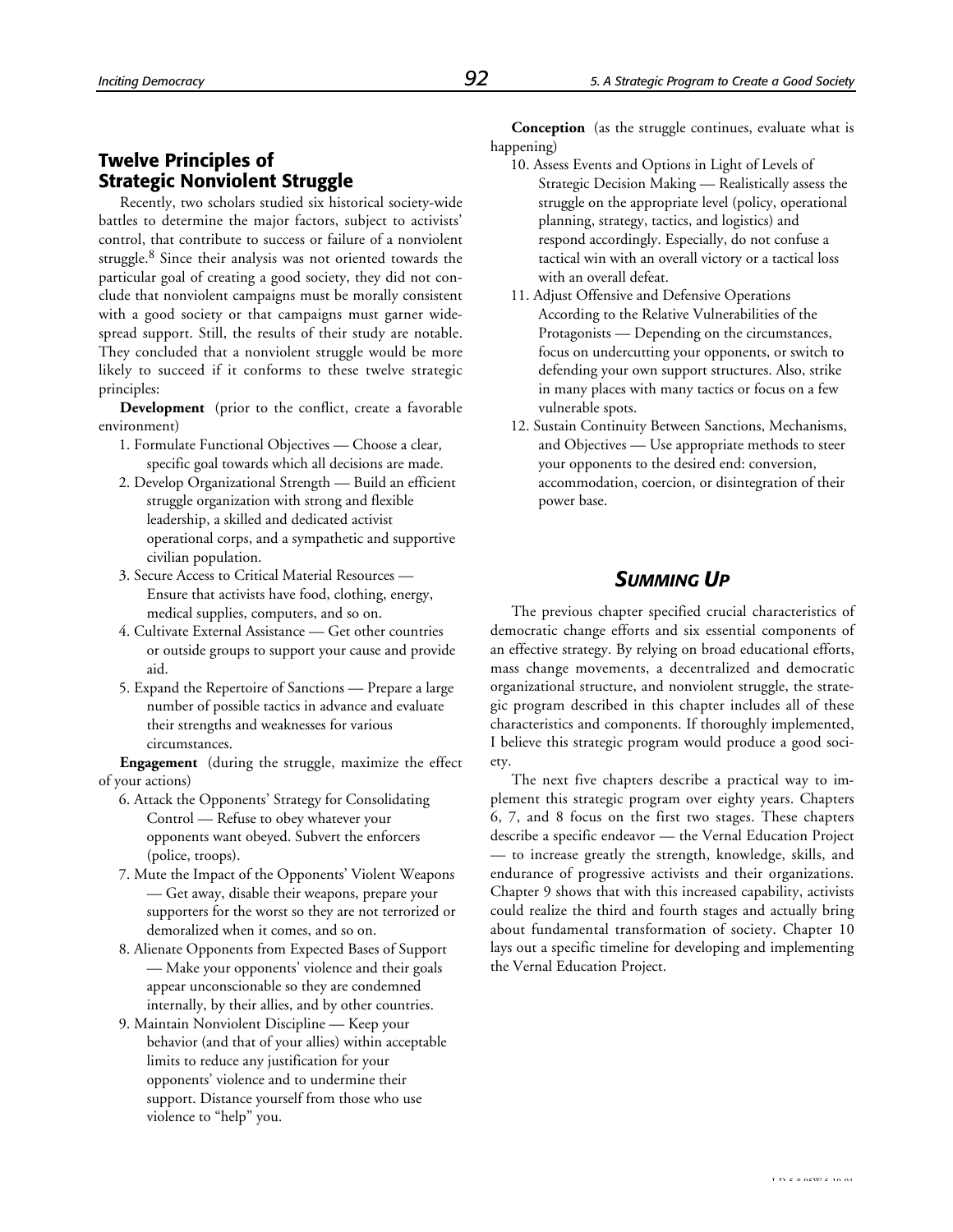## Twelve Principles of Strategic Nonviolent Struggle

Recently, two scholars studied six historical society-wide battles to determine the major factors, subject to activists' control, that contribute to success or failure of a nonviolent struggle.[8] Since their analysis was not oriented towards the particular goal of creating a good society, they did not conclude that nonviolent campaigns must be morally consistent with a good society or that campaigns must garner widespread support. Still, the results of their study are notable. They concluded that a nonviolent struggle would be more likely to succeed if it conforms to these twelve strategic principles:

**Development** (prior to the conflict, create a favorable environment)

1. Formulate Functional Objectives — Choose a clear, specific goal towards which all decisions are made.
2. Develop Organizational Strength — Build an efficient struggle organization with strong and flexible leadership, a skilled and dedicated activist operational corps, and a sympathetic and supportive civilian population.
3. Secure Access to Critical Material Resources — Ensure that activists have food, clothing, energy, medical supplies, computers, and so on.
4. Cultivate External Assistance — Get other countries or outside groups to support your cause and provide aid.
5. Expand the Repertoire of Sanctions — Prepare a large number of possible tactics in advance and evaluate their strengths and weaknesses for various circumstances.

**Engagement** (during the struggle, maximize the effect of your actions)

6. Attack the Opponents' Strategy for Consolidating Control — Refuse to obey whatever your opponents want obeyed. Subvert the enforcers (police, troops).
7. Mute the Impact of the Opponents' Violent Weapons — Get away, disable their weapons, prepare your supporters for the worst so they are not terrorized or demoralized when it comes, and so on.
8. Alienate Opponents from Expected Bases of Support — Make your opponents' violence and their goals appear unconscionable so they are condemned internally, by their allies, and by other countries.
9. Maintain Nonviolent Discipline — Keep your behavior (and that of your allies) within acceptable limits to reduce any justification for your opponents' violence and to undermine their support. Distance yourself from those who use violence to "help" you.

**Conception** (as the struggle continues, evaluate what is happening)

10. Assess Events and Options in Light of Levels of Strategic Decision Making — Realistically assess the struggle on the appropriate level (policy, operational planning, strategy, tactics, and logistics) and respond accordingly. Especially, do not confuse a tactical win with an overall victory or a tactical loss with an overall defeat.
11. Adjust Offensive and Defensive Operations According to the Relative Vulnerabilities of the Protagonists — Depending on the circumstances, focus on undercutting your opponents, or switch to defending your own support structures. Also, strike in many places with many tactics or focus on a few vulnerable spots.
12. Sustain Continuity Between Sanctions, Mechanisms, and Objectives — Use appropriate methods to steer your opponents to the desired end: conversion, accommodation, coercion, or disintegration of their power base.

## *Summing Up*

The previous chapter specified crucial characteristics of democratic change efforts and six essential components of an effective strategy. By relying on broad educational efforts, mass change movements, a decentralized and democratic organizational structure, and nonviolent struggle, the strategic program described in this chapter includes all of these characteristics and components. If thoroughly implemented, I believe this strategic program would produce a good society.

The next five chapters describe a practical way to implement this strategic program over eighty years. Chapters 6, 7, and 8 focus on the first two stages. These chapters describe a specific endeavor — the Vernal Education Project — to increase greatly the strength, knowledge, skills, and endurance of progressive activists and their organizations. Chapter 9 shows that with this increased capability, activists could realize the third and fourth stages and actually bring about fundamental transformation of society. Chapter 10 lays out a specific timeline for developing and implementing the Vernal Education Project.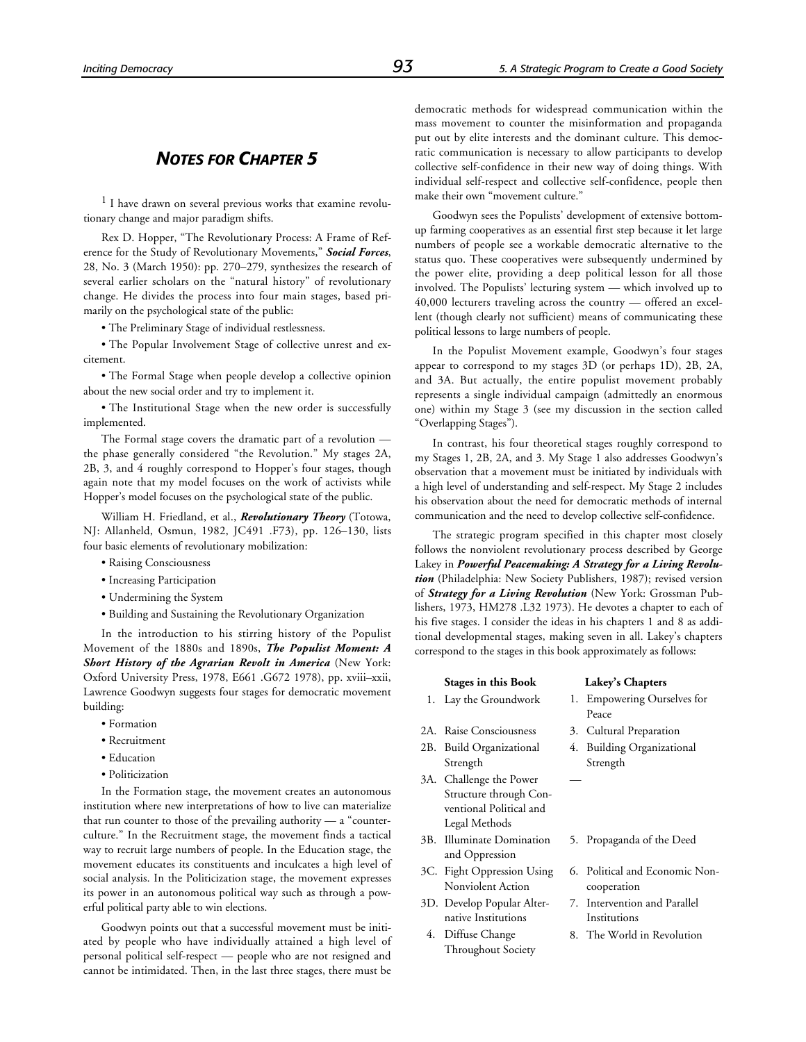## *NOTES FOR CHAPTER 5*

[1] I have drawn on several previous works that examine revolutionary change and major paradigm shifts.

Rex D. Hopper, "The Revolutionary Process: A Frame of Reference for the Study of Revolutionary Movements," ***Social Forces***, 28, No. 3 (March 1950): pp. 270–279, synthesizes the research of several earlier scholars on the "natural history" of revolutionary change. He divides the process into four main stages, based primarily on the psychological state of the public:

- The Preliminary Stage of individual restlessness.
- The Popular Involvement Stage of collective unrest and excitement.
- The Formal Stage when people develop a collective opinion about the new social order and try to implement it.
- The Institutional Stage when the new order is successfully implemented.

The Formal stage covers the dramatic part of a revolution — the phase generally considered "the Revolution." My stages 2A, 2B, 3, and 4 roughly correspond to Hopper's four stages, though again note that my model focuses on the work of activists while Hopper's model focuses on the psychological state of the public.

William H. Friedland, et al., ***Revolutionary Theory*** (Totowa, NJ: Allanheld, Osmun, 1982, JC491 .F73), pp. 126–130, lists four basic elements of revolutionary mobilization:

- Raising Consciousness
- Increasing Participation
- Undermining the System
- Building and Sustaining the Revolutionary Organization

In the introduction to his stirring history of the Populist Movement of the 1880s and 1890s, ***The Populist Moment: A Short History of the Agrarian Revolt in America*** (New York: Oxford University Press, 1978, E661 .G672 1978), pp. xviii–xxii, Lawrence Goodwyn suggests four stages for democratic movement building:

- Formation
- Recruitment
- Education
- Politicization

In the Formation stage, the movement creates an autonomous institution where new interpretations of how to live can materialize that run counter to those of the prevailing authority — a "counterculture." In the Recruitment stage, the movement finds a tactical way to recruit large numbers of people. In the Education stage, the movement educates its constituents and inculcates a high level of social analysis. In the Politicization stage, the movement expresses its power in an autonomous political way such as through a powerful political party able to win elections.

Goodwyn points out that a successful movement must be initiated by people who have individually attained a high level of personal political self-respect — people who are not resigned and cannot be intimidated. Then, in the last three stages, there must be democratic methods for widespread communication within the mass movement to counter the misinformation and propaganda put out by elite interests and the dominant culture. This democratic communication is necessary to allow participants to develop collective self-confidence in their new way of doing things. With individual self-respect and collective self-confidence, people then make their own "movement culture."

Goodwyn sees the Populists' development of extensive bottom-up farming cooperatives as an essential first step because it let large numbers of people see a workable democratic alternative to the status quo. These cooperatives were subsequently undermined by the power elite, providing a deep political lesson for all those involved. The Populists' lecturing system — which involved up to 40,000 lecturers traveling across the country — offered an excellent (though clearly not sufficient) means of communicating these political lessons to large numbers of people.

In the Populist Movement example, Goodwyn's four stages appear to correspond to my stages 3D (or perhaps 1D), 2B, 2A, and 3A. But actually, the entire populist movement probably represents a single individual campaign (admittedly an enormous one) within my Stage 3 (see my discussion in the section called "Overlapping Stages").

In contrast, his four theoretical stages roughly correspond to my Stages 1, 2B, 2A, and 3. My Stage 1 also addresses Goodwyn's observation that a movement must be initiated by individuals with a high level of understanding and self-respect. My Stage 2 includes his observation about the need for democratic methods of internal communication and the need to develop collective self-confidence.

The strategic program specified in this chapter most closely follows the nonviolent revolutionary process described by George Lakey in ***Powerful Peacemaking: A Strategy for a Living Revolution*** (Philadelphia: New Society Publishers, 1987); revised version of ***Strategy for a Living Revolution*** (New York: Grossman Publishers, 1973, HM278 .L32 1973). He devotes a chapter to each of his five stages. I consider the ideas in his chapters 1 and 8 as additional developmental stages, making seven in all. Lakey's chapters correspond to the stages in this book approximately as follows:

| Stages in this Book | Lakey's Chapters |
|---|---|
| 1. Lay the Groundwork | 1. Empowering Ourselves for Peace |
| 2A. Raise Consciousness | 3. Cultural Preparation |
| 2B. Build Organizational Strength | 4. Building Organizational Strength |
| 3A. Challenge the Power Structure through Conventional Political and Legal Methods | — |
| 3B. Illuminate Domination and Oppression | 5. Propaganda of the Deed |
| 3C. Fight Oppression Using Nonviolent Action | 6. Political and Economic Noncooperation |
| 3D. Develop Popular Alternative Institutions | 7. Intervention and Parallel Institutions |
| 4. Diffuse Change Throughout Society | 8. The World in Revolution |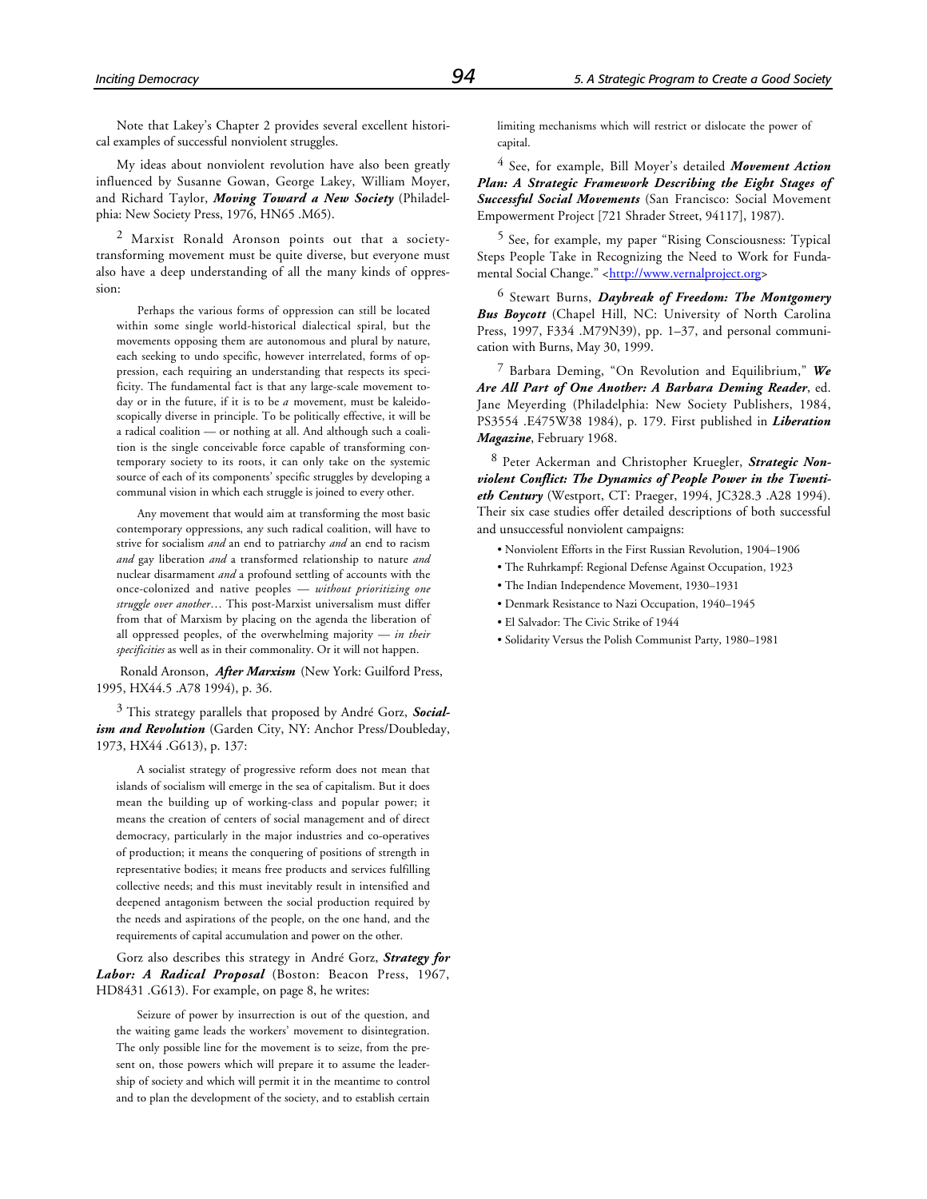Note that Lakey's Chapter 2 provides several excellent historical examples of successful nonviolent struggles.

My ideas about nonviolent revolution have also been greatly influenced by Susanne Gowan, George Lakey, William Moyer, and Richard Taylor, ***Moving Toward a New Society*** (Philadelphia: New Society Press, 1976, HN65 .M65).

[2] Marxist Ronald Aronson points out that a society-transforming movement must be quite diverse, but everyone must also have a deep understanding of all the many kinds of oppression:

> Perhaps the various forms of oppression can still be located within some single world-historical dialectical spiral, but the movements opposing them are autonomous and plural by nature, each seeking to undo specific, however interrelated, forms of oppression, each requiring an understanding that respects its specificity. The fundamental fact is that any large-scale movement today or in the future, if it is to be *a* movement, must be kaleidoscopically diverse in principle. To be politically effective, it will be a radical coalition — or nothing at all. And although such a coalition is the single conceivable force capable of transforming contemporary society to its roots, it can only take on the systemic source of each of its components' specific struggles by developing a communal vision in which each struggle is joined to every other.
>
> Any movement that would aim at transforming the most basic contemporary oppressions, any such radical coalition, will have to strive for socialism *and* an end to patriarchy *and* an end to racism *and* gay liberation *and* a transformed relationship to nature *and* nuclear disarmament *and* a profound settling of accounts with the once-colonized and native peoples — *without prioritizing one struggle over another*… This post-Marxist universalism must differ from that of Marxism by placing on the agenda the liberation of all oppressed peoples, of the overwhelming majority — *in their specificities* as well as in their commonality. Or it will not happen.

Ronald Aronson, ***After Marxism*** (New York: Guilford Press, 1995, HX44.5 .A78 1994), p. 36.

[3] This strategy parallels that proposed by André Gorz, ***Socialism and Revolution*** (Garden City, NY: Anchor Press/Doubleday, 1973, HX44 .G613), p. 137:

> A socialist strategy of progressive reform does not mean that islands of socialism will emerge in the sea of capitalism. But it does mean the building up of working-class and popular power; it means the creation of centers of social management and of direct democracy, particularly in the major industries and co-operatives of production; it means the conquering of positions of strength in representative bodies; it means free products and services fulfilling collective needs; and this must inevitably result in intensified and deepened antagonism between the social production required by the needs and aspirations of the people, on the one hand, and the requirements of capital accumulation and power on the other.

Gorz also describes this strategy in André Gorz, ***Strategy for Labor: A Radical Proposal*** (Boston: Beacon Press, 1967, HD8431 .G613). For example, on page 8, he writes:

> Seizure of power by insurrection is out of the question, and the waiting game leads the workers' movement to disintegration. The only possible line for the movement is to seize, from the present on, those powers which will prepare it to assume the leadership of society and which will permit it in the meantime to control and to plan the development of the society, and to establish certain limiting mechanisms which will restrict or dislocate the power of capital.

[4] See, for example, Bill Moyer's detailed ***Movement Action Plan: A Strategic Framework Describing the Eight Stages of Successful Social Movements*** (San Francisco: Social Movement Empowerment Project [721 Shrader Street, 94117], 1987).

[5] See, for example, my paper "Rising Consciousness: Typical Steps People Take in Recognizing the Need to Work for Fundamental Social Change." <http://www.vernalproject.org>

[6] Stewart Burns, ***Daybreak of Freedom: The Montgomery Bus Boycott*** (Chapel Hill, NC: University of North Carolina Press, 1997, F334 .M79N39), pp. 1–37, and personal communication with Burns, May 30, 1999.

[7] Barbara Deming, "On Revolution and Equilibrium," ***We Are All Part of One Another: A Barbara Deming Reader***, ed. Jane Meyerding (Philadelphia: New Society Publishers, 1984, PS3554 .E475W38 1984), p. 179. First published in ***Liberation Magazine***, February 1968.

[8] Peter Ackerman and Christopher Kruegler, ***Strategic Nonviolent Conflict: The Dynamics of People Power in the Twentieth Century*** (Westport, CT: Praeger, 1994, JC328.3 .A28 1994). Their six case studies offer detailed descriptions of both successful and unsuccessful nonviolent campaigns:

- Nonviolent Efforts in the First Russian Revolution, 1904–1906
- The Ruhrkampf: Regional Defense Against Occupation, 1923
- The Indian Independence Movement, 1930–1931
- Denmark Resistance to Nazi Occupation, 1940–1945
- El Salvador: The Civic Strike of 1944
- Solidarity Versus the Polish Communist Party, 1980–1981